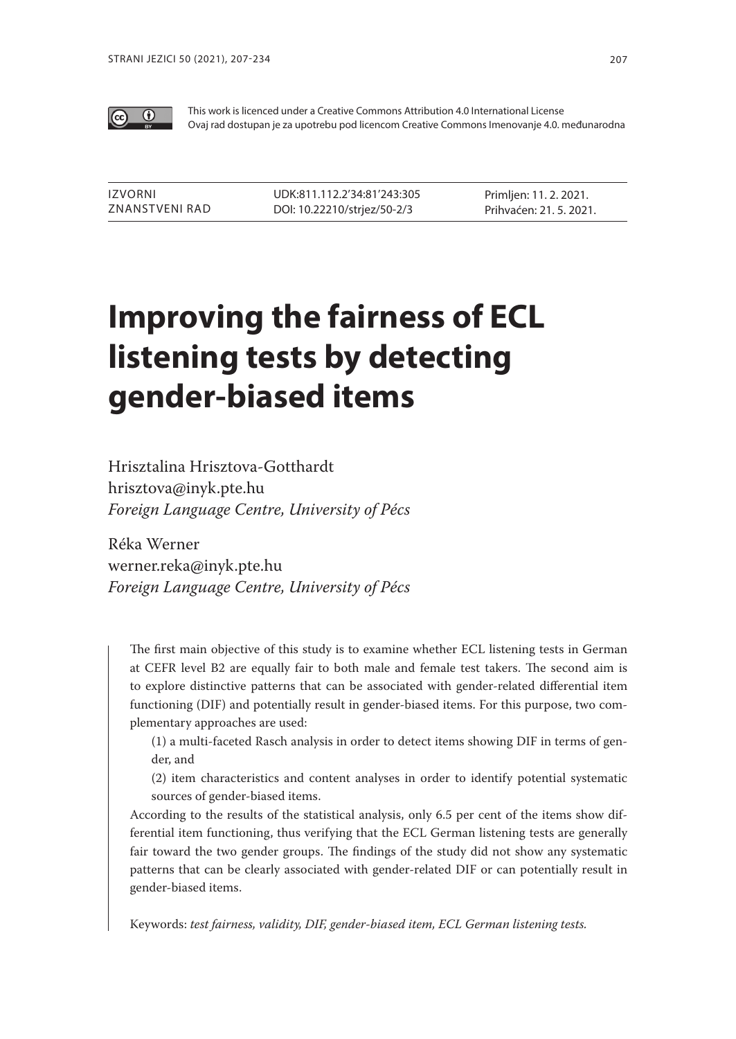This work is licenced under a Creative Commons Attribution 4.0 International License
Ovaj rad dostupan je za upotrebu pod licencom Creative Commons Imenovanje 4.0. međunarodna

| IZVORNI ZNANSTVENI RAD | UDK:811.112.2'34:81'243:305 DOI: 10.22210/strjez/50-2/3 | Primljen: 11. 2. 2021. Prihvaćen: 21. 5. 2021. |
|---|---|---|

# Improving the fairness of ECL listening tests by detecting gender-biased items

Hrisztalina Hrisztova-Gotthardt
hrisztova@inyk.pte.hu
*Foreign Language Centre, University of Pécs*

Réka Werner
werner.reka@inyk.pte.hu
*Foreign Language Centre, University of Pécs*

The first main objective of this study is to examine whether ECL listening tests in German at CEFR level B2 are equally fair to both male and female test takers. The second aim is to explore distinctive patterns that can be associated with gender-related differential item functioning (DIF) and potentially result in gender-biased items. For this purpose, two complementary approaches are used:

(1) a multi-faceted Rasch analysis in order to detect items showing DIF in terms of gender, and

(2) item characteristics and content analyses in order to identify potential systematic sources of gender-biased items.

According to the results of the statistical analysis, only 6.5 per cent of the items show differential item functioning, thus verifying that the ECL German listening tests are generally fair toward the two gender groups. The findings of the study did not show any systematic patterns that can be clearly associated with gender-related DIF or can potentially result in gender-biased items.

Keywords: *test fairness, validity, DIF, gender-biased item, ECL German listening tests.*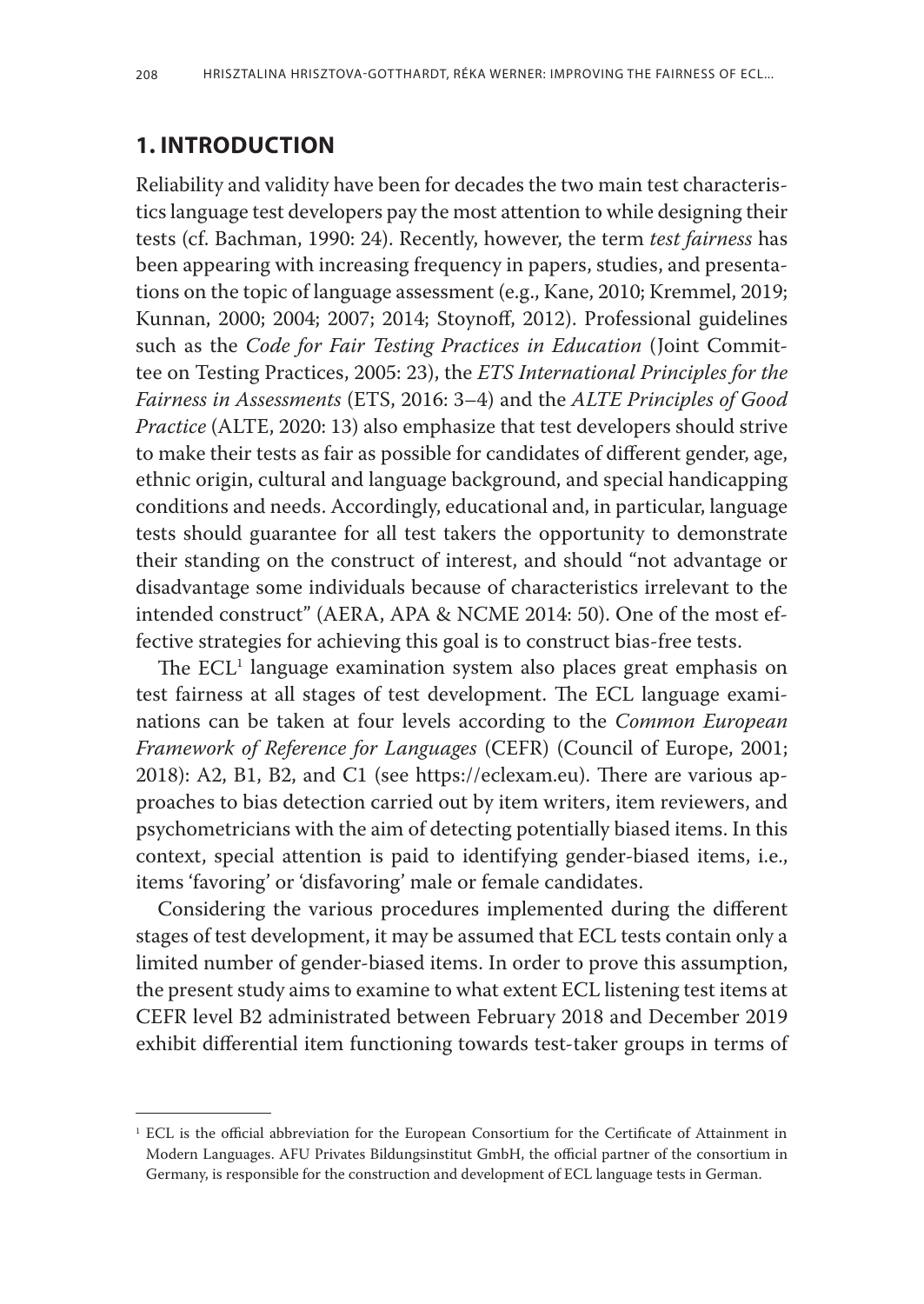## 1. INTRODUCTION

Reliability and validity have been for decades the two main test characteristics language test developers pay the most attention to while designing their tests (cf. Bachman, 1990: 24). Recently, however, the term *test fairness* has been appearing with increasing frequency in papers, studies, and presentations on the topic of language assessment (e.g., Kane, 2010; Kremmel, 2019; Kunnan, 2000; 2004; 2007; 2014; Stoynoff, 2012). Professional guidelines such as the *Code for Fair Testing Practices in Education* (Joint Committee on Testing Practices, 2005: 23), the *ETS International Principles for the Fairness in Assessments* (ETS, 2016: 3–4) and the *ALTE Principles of Good Practice* (ALTE, 2020: 13) also emphasize that test developers should strive to make their tests as fair as possible for candidates of different gender, age, ethnic origin, cultural and language background, and special handicapping conditions and needs. Accordingly, educational and, in particular, language tests should guarantee for all test takers the opportunity to demonstrate their standing on the construct of interest, and should "not advantage or disadvantage some individuals because of characteristics irrelevant to the intended construct" (AERA, APA & NCME 2014: 50). One of the most effective strategies for achieving this goal is to construct bias-free tests.

The ECL[1] language examination system also places great emphasis on test fairness at all stages of test development. The ECL language examinations can be taken at four levels according to the *Common European Framework of Reference for Languages* (CEFR) (Council of Europe, 2001; 2018): A2, B1, B2, and C1 (see https://eclexam.eu). There are various approaches to bias detection carried out by item writers, item reviewers, and psychometricians with the aim of detecting potentially biased items. In this context, special attention is paid to identifying gender-biased items, i.e., items 'favoring' or 'disfavoring' male or female candidates.

Considering the various procedures implemented during the different stages of test development, it may be assumed that ECL tests contain only a limited number of gender-biased items. In order to prove this assumption, the present study aims to examine to what extent ECL listening test items at CEFR level B2 administrated between February 2018 and December 2019 exhibit differential item functioning towards test-taker groups in terms of

---

[1] ECL is the official abbreviation for the European Consortium for the Certificate of Attainment in Modern Languages. AFU Privates Bildungsinstitut GmbH, the official partner of the consortium in Germany, is responsible for the construction and development of ECL language tests in German.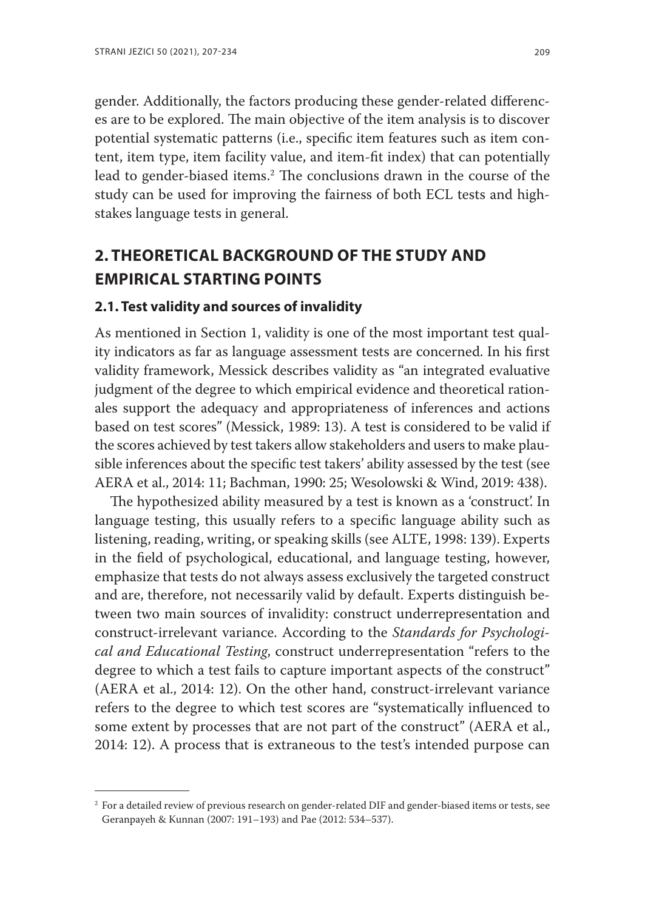gender. Additionally, the factors producing these gender-related differences are to be explored. The main objective of the item analysis is to discover potential systematic patterns (i.e., specific item features such as item content, item type, item facility value, and item-fit index) that can potentially lead to gender-biased items.[2] The conclusions drawn in the course of the study can be used for improving the fairness of both ECL tests and high-stakes language tests in general.

## 2. THEORETICAL BACKGROUND OF THE STUDY AND EMPIRICAL STARTING POINTS

### 2.1. Test validity and sources of invalidity

As mentioned in Section 1, validity is one of the most important test quality indicators as far as language assessment tests are concerned. In his first validity framework, Messick describes validity as "an integrated evaluative judgment of the degree to which empirical evidence and theoretical rationales support the adequacy and appropriateness of inferences and actions based on test scores" (Messick, 1989: 13). A test is considered to be valid if the scores achieved by test takers allow stakeholders and users to make plausible inferences about the specific test takers' ability assessed by the test (see AERA et al., 2014: 11; Bachman, 1990: 25; Wesolowski & Wind, 2019: 438).

The hypothesized ability measured by a test is known as a 'construct'. In language testing, this usually refers to a specific language ability such as listening, reading, writing, or speaking skills (see ALTE, 1998: 139). Experts in the field of psychological, educational, and language testing, however, emphasize that tests do not always assess exclusively the targeted construct and are, therefore, not necessarily valid by default. Experts distinguish between two main sources of invalidity: construct underrepresentation and construct-irrelevant variance. According to the *Standards for Psychological and Educational Testing*, construct underrepresentation "refers to the degree to which a test fails to capture important aspects of the construct" (AERA et al., 2014: 12). On the other hand, construct-irrelevant variance refers to the degree to which test scores are "systematically influenced to some extent by processes that are not part of the construct" (AERA et al., 2014: 12). A process that is extraneous to the test's intended purpose can

---

[2] For a detailed review of previous research on gender-related DIF and gender-biased items or tests, see Geranpayeh & Kunnan (2007: 191–193) and Pae (2012: 534–537).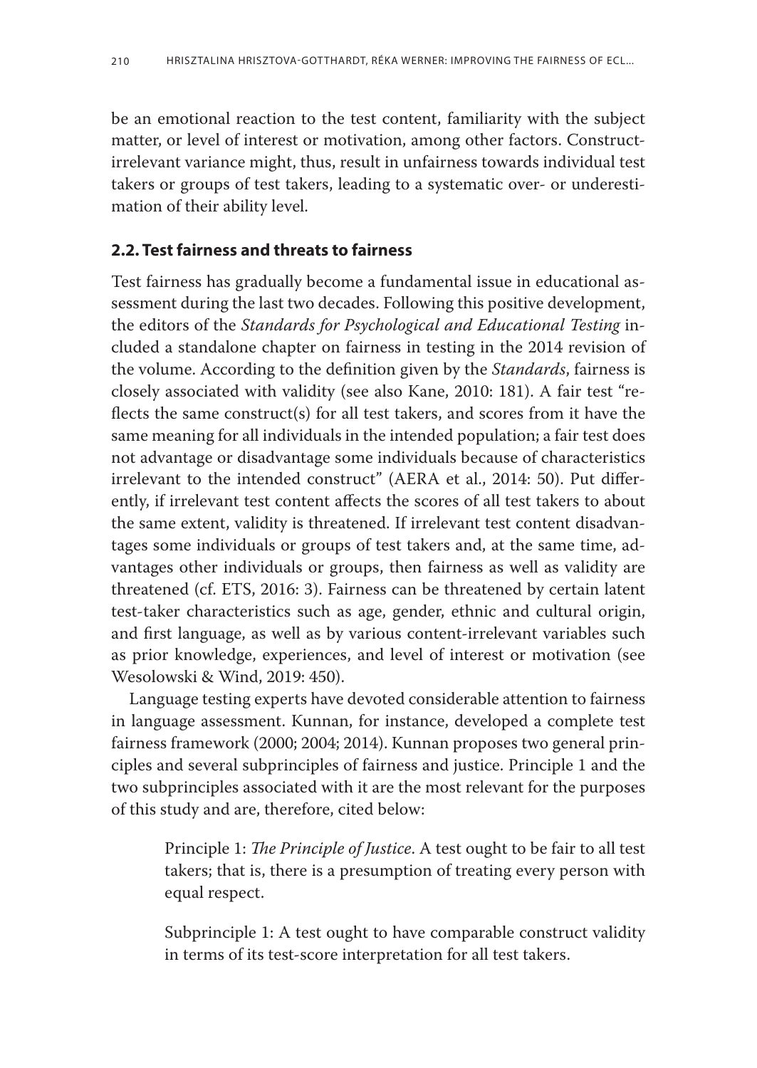be an emotional reaction to the test content, familiarity with the subject matter, or level of interest or motivation, among other factors. Construct-irrelevant variance might, thus, result in unfairness towards individual test takers or groups of test takers, leading to a systematic over- or underestimation of their ability level.

### 2.2. Test fairness and threats to fairness

Test fairness has gradually become a fundamental issue in educational assessment during the last two decades. Following this positive development, the editors of the *Standards for Psychological and Educational Testing* included a standalone chapter on fairness in testing in the 2014 revision of the volume. According to the definition given by the *Standards*, fairness is closely associated with validity (see also Kane, 2010: 181). A fair test "reflects the same construct(s) for all test takers, and scores from it have the same meaning for all individuals in the intended population; a fair test does not advantage or disadvantage some individuals because of characteristics irrelevant to the intended construct" (AERA et al., 2014: 50). Put differently, if irrelevant test content affects the scores of all test takers to about the same extent, validity is threatened. If irrelevant test content disadvantages some individuals or groups of test takers and, at the same time, advantages other individuals or groups, then fairness as well as validity are threatened (cf. ETS, 2016: 3). Fairness can be threatened by certain latent test-taker characteristics such as age, gender, ethnic and cultural origin, and first language, as well as by various content-irrelevant variables such as prior knowledge, experiences, and level of interest or motivation (see Wesolowski & Wind, 2019: 450).

Language testing experts have devoted considerable attention to fairness in language assessment. Kunnan, for instance, developed a complete test fairness framework (2000; 2004; 2014). Kunnan proposes two general principles and several subprinciples of fairness and justice. Principle 1 and the two subprinciples associated with it are the most relevant for the purposes of this study and are, therefore, cited below:

> Principle 1: *The Principle of Justice*. A test ought to be fair to all test takers; that is, there is a presumption of treating every person with equal respect.
>
> Subprinciple 1: A test ought to have comparable construct validity in terms of its test-score interpretation for all test takers.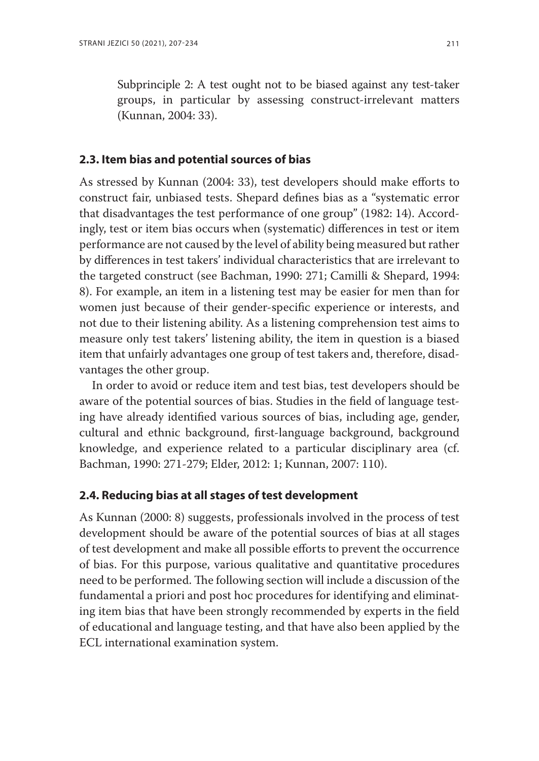Subprinciple 2: A test ought not to be biased against any test-taker groups, in particular by assessing construct-irrelevant matters (Kunnan, 2004: 33).

### 2.3. Item bias and potential sources of bias

As stressed by Kunnan (2004: 33), test developers should make efforts to construct fair, unbiased tests. Shepard defines bias as a "systematic error that disadvantages the test performance of one group" (1982: 14). Accordingly, test or item bias occurs when (systematic) differences in test or item performance are not caused by the level of ability being measured but rather by differences in test takers' individual characteristics that are irrelevant to the targeted construct (see Bachman, 1990: 271; Camilli & Shepard, 1994: 8). For example, an item in a listening test may be easier for men than for women just because of their gender-specific experience or interests, and not due to their listening ability. As a listening comprehension test aims to measure only test takers' listening ability, the item in question is a biased item that unfairly advantages one group of test takers and, therefore, disadvantages the other group.

In order to avoid or reduce item and test bias, test developers should be aware of the potential sources of bias. Studies in the field of language testing have already identified various sources of bias, including age, gender, cultural and ethnic background, first-language background, background knowledge, and experience related to a particular disciplinary area (cf. Bachman, 1990: 271-279; Elder, 2012: 1; Kunnan, 2007: 110).

### 2.4. Reducing bias at all stages of test development

As Kunnan (2000: 8) suggests, professionals involved in the process of test development should be aware of the potential sources of bias at all stages of test development and make all possible efforts to prevent the occurrence of bias. For this purpose, various qualitative and quantitative procedures need to be performed. The following section will include a discussion of the fundamental a priori and post hoc procedures for identifying and eliminating item bias that have been strongly recommended by experts in the field of educational and language testing, and that have also been applied by the ECL international examination system.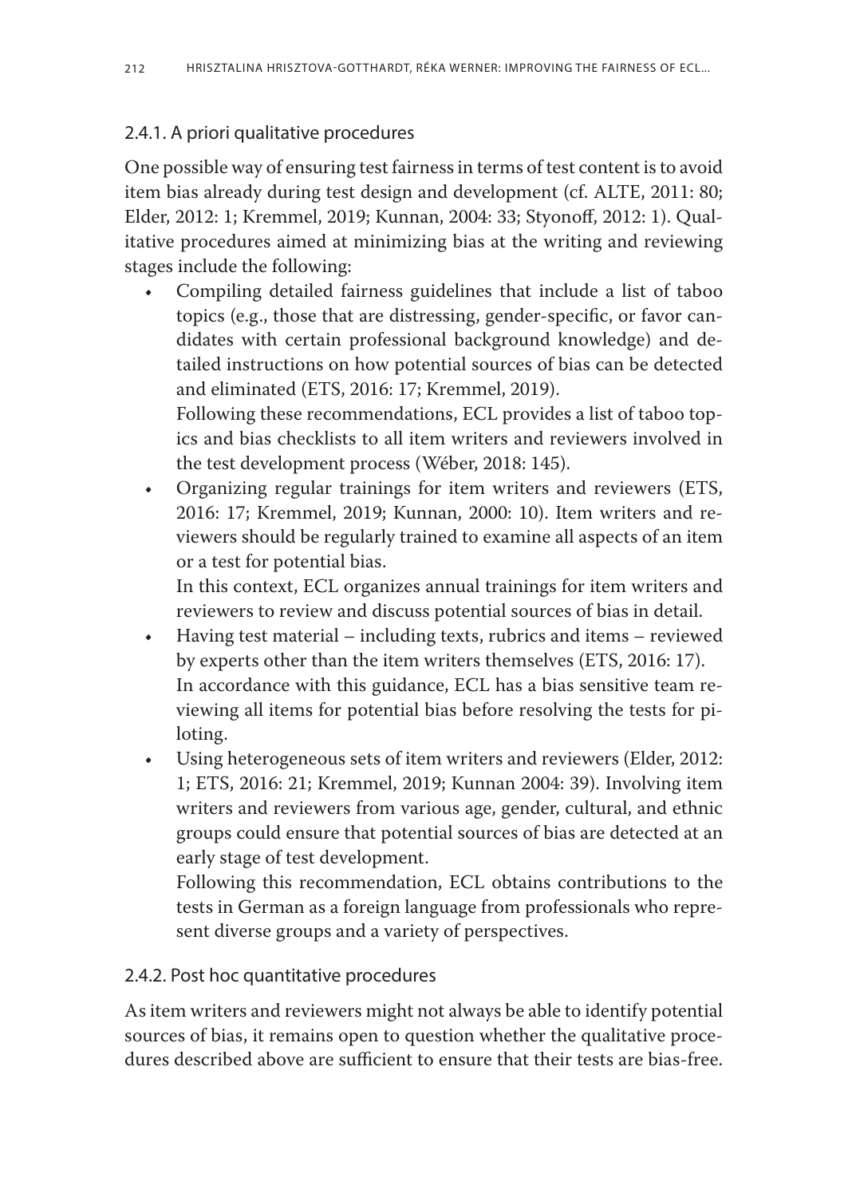### 2.4.1. A priori qualitative procedures

One possible way of ensuring test fairness in terms of test content is to avoid item bias already during test design and development (cf. ALTE, 2011: 80; Elder, 2012: 1; Kremmel, 2019; Kunnan, 2004: 33; Styonoff, 2012: 1). Qualitative procedures aimed at minimizing bias at the writing and reviewing stages include the following:

- Compiling detailed fairness guidelines that include a list of taboo topics (e.g., those that are distressing, gender-specific, or favor candidates with certain professional background knowledge) and detailed instructions on how potential sources of bias can be detected and eliminated (ETS, 2016: 17; Kremmel, 2019).
  Following these recommendations, ECL provides a list of taboo topics and bias checklists to all item writers and reviewers involved in the test development process (Wéber, 2018: 145).
- Organizing regular trainings for item writers and reviewers (ETS, 2016: 17; Kremmel, 2019; Kunnan, 2000: 10). Item writers and reviewers should be regularly trained to examine all aspects of an item or a test for potential bias.
  In this context, ECL organizes annual trainings for item writers and reviewers to review and discuss potential sources of bias in detail.
- Having test material – including texts, rubrics and items – reviewed by experts other than the item writers themselves (ETS, 2016: 17).
  In accordance with this guidance, ECL has a bias sensitive team reviewing all items for potential bias before resolving the tests for piloting.
- Using heterogeneous sets of item writers and reviewers (Elder, 2012: 1; ETS, 2016: 21; Kremmel, 2019; Kunnan 2004: 39). Involving item writers and reviewers from various age, gender, cultural, and ethnic groups could ensure that potential sources of bias are detected at an early stage of test development.
  Following this recommendation, ECL obtains contributions to the tests in German as a foreign language from professionals who represent diverse groups and a variety of perspectives.

### 2.4.2. Post hoc quantitative procedures

As item writers and reviewers might not always be able to identify potential sources of bias, it remains open to question whether the qualitative procedures described above are sufficient to ensure that their tests are bias-free.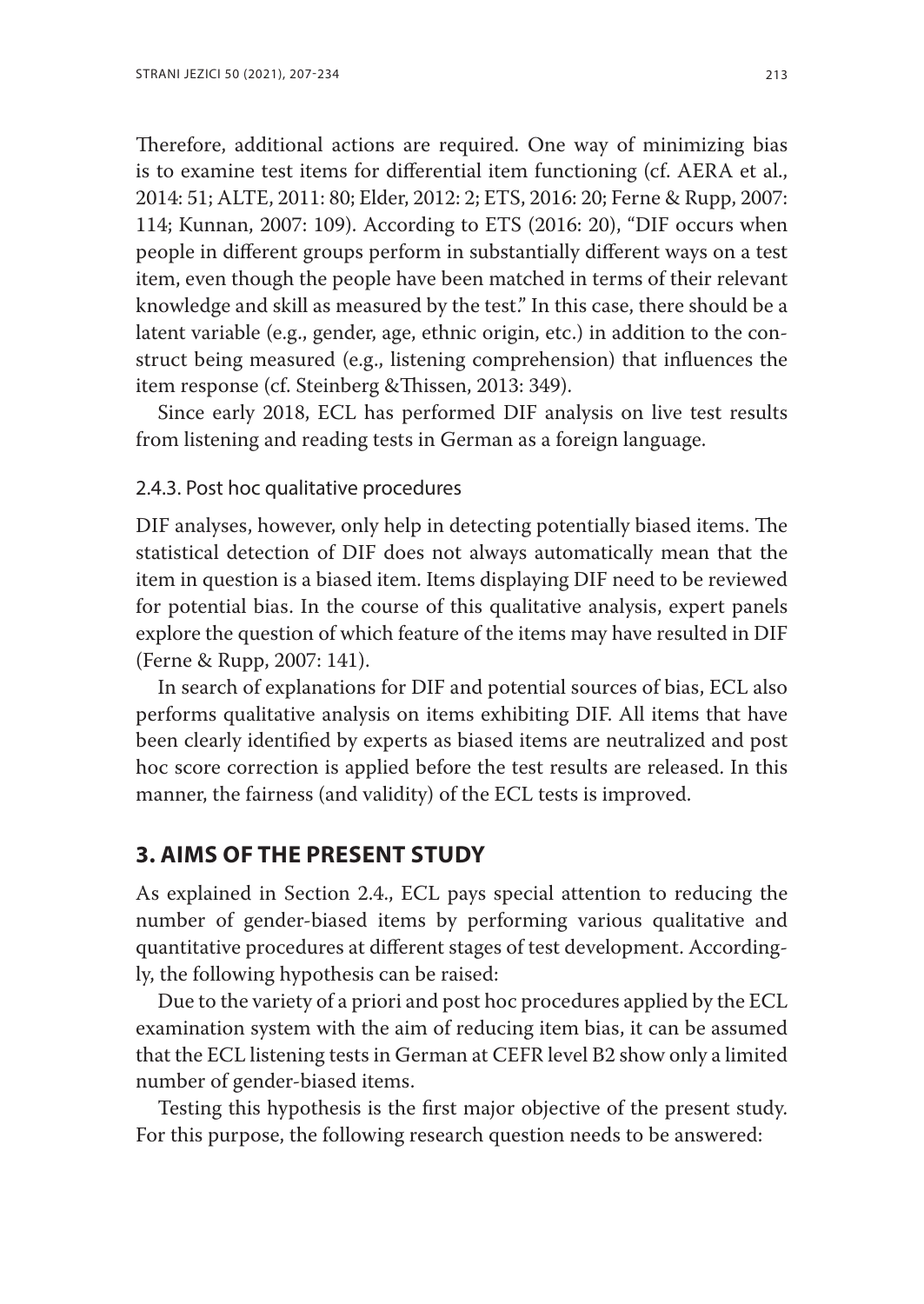Therefore, additional actions are required. One way of minimizing bias is to examine test items for differential item functioning (cf. AERA et al., 2014: 51; ALTE, 2011: 80; Elder, 2012: 2; ETS, 2016: 20; Ferne & Rupp, 2007: 114; Kunnan, 2007: 109). According to ETS (2016: 20), "DIF occurs when people in different groups perform in substantially different ways on a test item, even though the people have been matched in terms of their relevant knowledge and skill as measured by the test." In this case, there should be a latent variable (e.g., gender, age, ethnic origin, etc.) in addition to the construct being measured (e.g., listening comprehension) that influences the item response (cf. Steinberg &Thissen, 2013: 349).

Since early 2018, ECL has performed DIF analysis on live test results from listening and reading tests in German as a foreign language.

### 2.4.3. Post hoc qualitative procedures

DIF analyses, however, only help in detecting potentially biased items. The statistical detection of DIF does not always automatically mean that the item in question is a biased item. Items displaying DIF need to be reviewed for potential bias. In the course of this qualitative analysis, expert panels explore the question of which feature of the items may have resulted in DIF (Ferne & Rupp, 2007: 141).

In search of explanations for DIF and potential sources of bias, ECL also performs qualitative analysis on items exhibiting DIF. All items that have been clearly identified by experts as biased items are neutralized and post hoc score correction is applied before the test results are released. In this manner, the fairness (and validity) of the ECL tests is improved.

## 3. AIMS OF THE PRESENT STUDY

As explained in Section 2.4., ECL pays special attention to reducing the number of gender-biased items by performing various qualitative and quantitative procedures at different stages of test development. Accordingly, the following hypothesis can be raised:

Due to the variety of a priori and post hoc procedures applied by the ECL examination system with the aim of reducing item bias, it can be assumed that the ECL listening tests in German at CEFR level B2 show only a limited number of gender-biased items.

Testing this hypothesis is the first major objective of the present study. For this purpose, the following research question needs to be answered: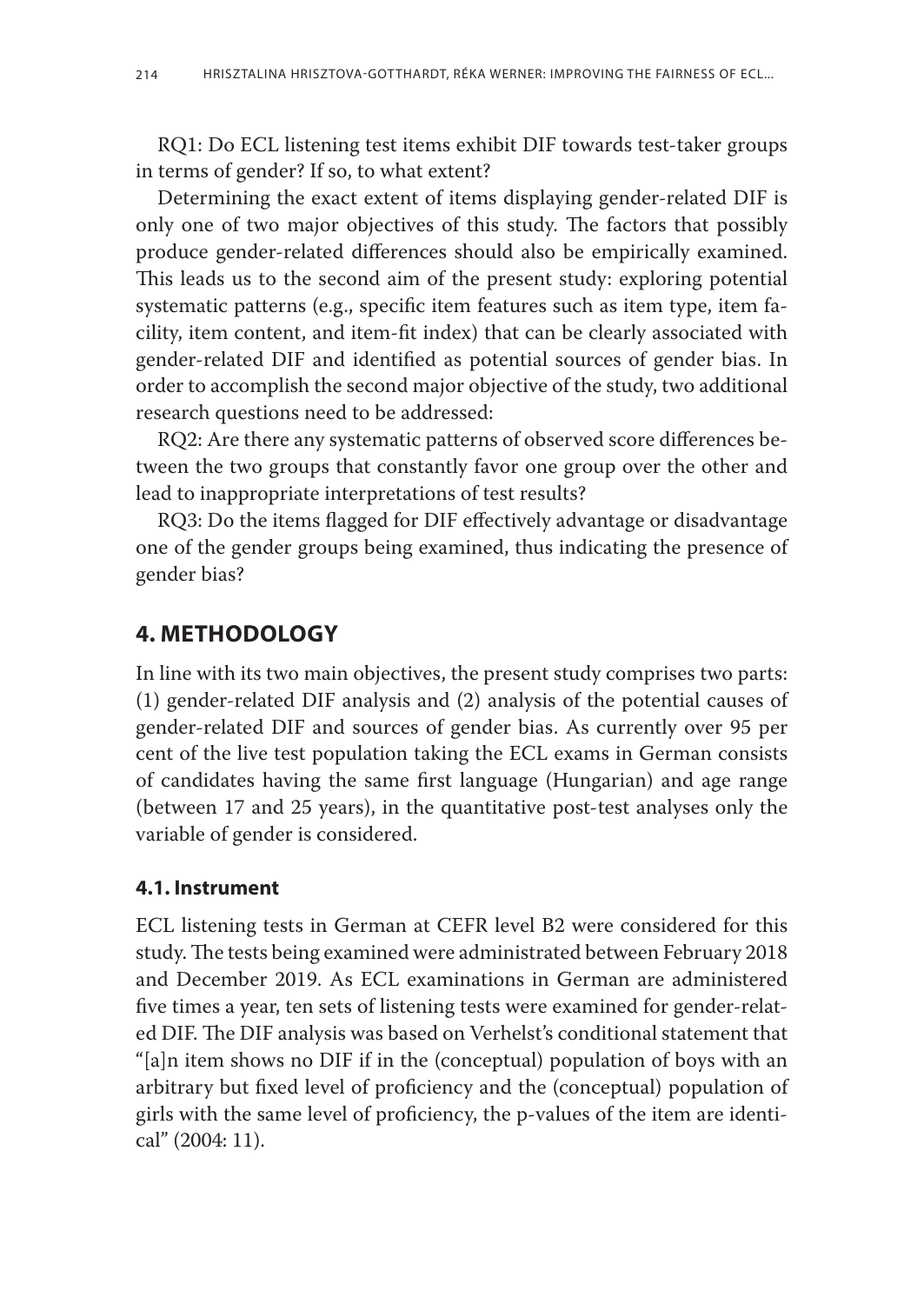RQ1: Do ECL listening test items exhibit DIF towards test-taker groups in terms of gender? If so, to what extent?

Determining the exact extent of items displaying gender-related DIF is only one of two major objectives of this study. The factors that possibly produce gender-related differences should also be empirically examined. This leads us to the second aim of the present study: exploring potential systematic patterns (e.g., specific item features such as item type, item facility, item content, and item-fit index) that can be clearly associated with gender-related DIF and identified as potential sources of gender bias. In order to accomplish the second major objective of the study, two additional research questions need to be addressed:

RQ2: Are there any systematic patterns of observed score differences between the two groups that constantly favor one group over the other and lead to inappropriate interpretations of test results?

RQ3: Do the items flagged for DIF effectively advantage or disadvantage one of the gender groups being examined, thus indicating the presence of gender bias?

## 4. METHODOLOGY

In line with its two main objectives, the present study comprises two parts: (1) gender-related DIF analysis and (2) analysis of the potential causes of gender-related DIF and sources of gender bias. As currently over 95 per cent of the live test population taking the ECL exams in German consists of candidates having the same first language (Hungarian) and age range (between 17 and 25 years), in the quantitative post-test analyses only the variable of gender is considered.

### 4.1. Instrument

ECL listening tests in German at CEFR level B2 were considered for this study. The tests being examined were administrated between February 2018 and December 2019. As ECL examinations in German are administered five times a year, ten sets of listening tests were examined for gender-related DIF. The DIF analysis was based on Verhelst's conditional statement that "[a]n item shows no DIF if in the (conceptual) population of boys with an arbitrary but fixed level of proficiency and the (conceptual) population of girls with the same level of proficiency, the p-values of the item are identical" (2004: 11).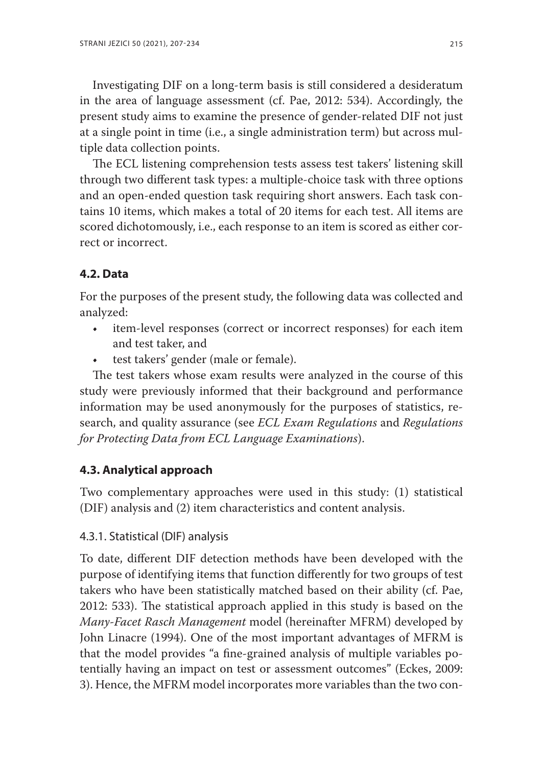Investigating DIF on a long-term basis is still considered a desideratum in the area of language assessment (cf. Pae, 2012: 534). Accordingly, the present study aims to examine the presence of gender-related DIF not just at a single point in time (i.e., a single administration term) but across multiple data collection points.

The ECL listening comprehension tests assess test takers' listening skill through two different task types: a multiple-choice task with three options and an open-ended question task requiring short answers. Each task contains 10 items, which makes a total of 20 items for each test. All items are scored dichotomously, i.e., each response to an item is scored as either correct or incorrect.

### 4.2. Data

For the purposes of the present study, the following data was collected and analyzed:

- item-level responses (correct or incorrect responses) for each item and test taker, and
- test takers' gender (male or female).

The test takers whose exam results were analyzed in the course of this study were previously informed that their background and performance information may be used anonymously for the purposes of statistics, research, and quality assurance (see *ECL Exam Regulations* and *Regulations for Protecting Data from ECL Language Examinations*).

### 4.3. Analytical approach

Two complementary approaches were used in this study: (1) statistical (DIF) analysis and (2) item characteristics and content analysis.

#### 4.3.1. Statistical (DIF) analysis

To date, different DIF detection methods have been developed with the purpose of identifying items that function differently for two groups of test takers who have been statistically matched based on their ability (cf. Pae, 2012: 533). The statistical approach applied in this study is based on the *Many-Facet Rasch Management* model (hereinafter MFRM) developed by John Linacre (1994). One of the most important advantages of MFRM is that the model provides "a fine-grained analysis of multiple variables potentially having an impact on test or assessment outcomes" (Eckes, 2009: 3). Hence, the MFRM model incorporates more variables than the two con-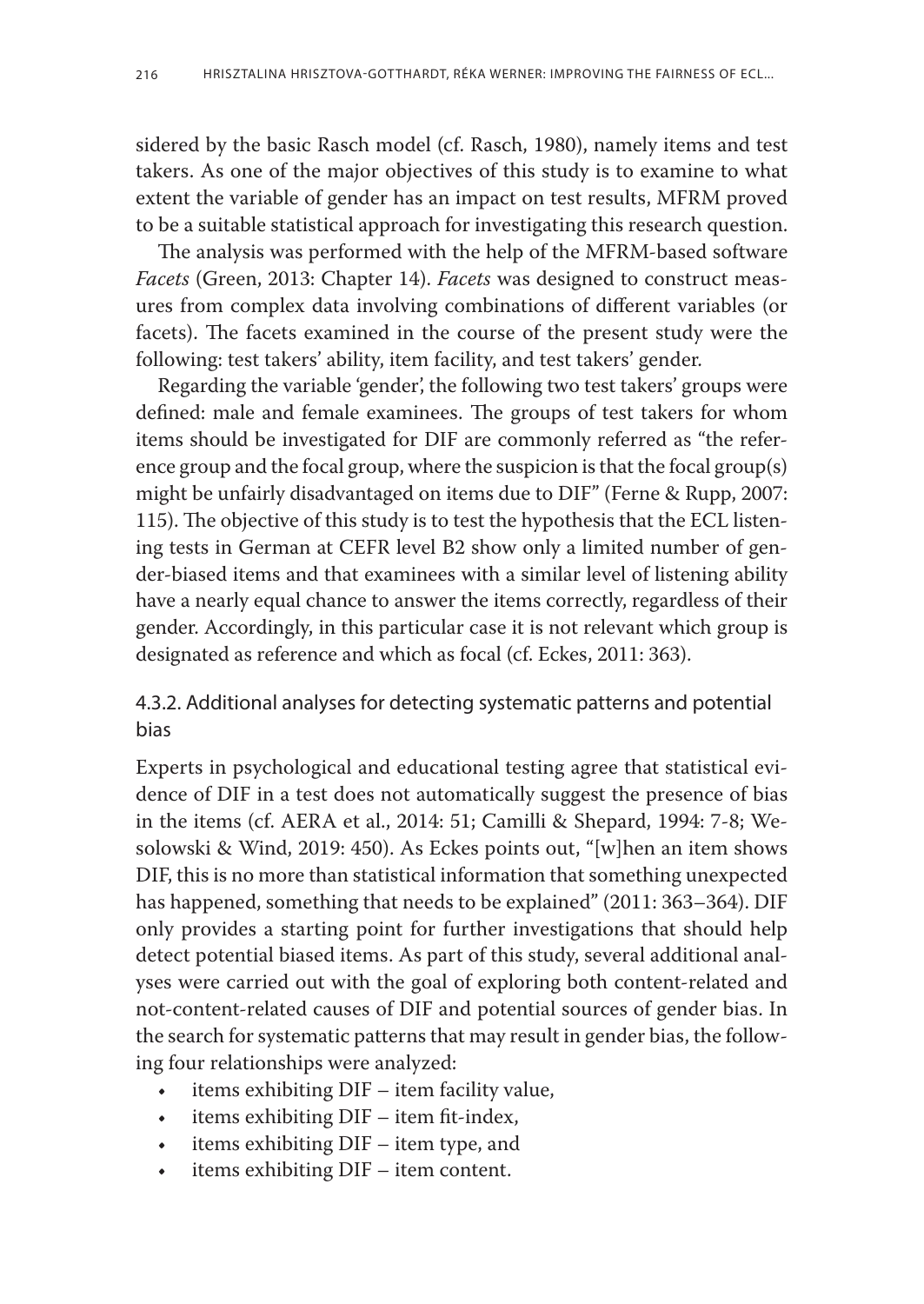sidered by the basic Rasch model (cf. Rasch, 1980), namely items and test takers. As one of the major objectives of this study is to examine to what extent the variable of gender has an impact on test results, MFRM proved to be a suitable statistical approach for investigating this research question.

The analysis was performed with the help of the MFRM-based software *Facets* (Green, 2013: Chapter 14). *Facets* was designed to construct measures from complex data involving combinations of different variables (or facets). The facets examined in the course of the present study were the following: test takers' ability, item facility, and test takers' gender.

Regarding the variable 'gender', the following two test takers' groups were defined: male and female examinees. The groups of test takers for whom items should be investigated for DIF are commonly referred as "the reference group and the focal group, where the suspicion is that the focal group(s) might be unfairly disadvantaged on items due to DIF" (Ferne & Rupp, 2007: 115). The objective of this study is to test the hypothesis that the ECL listening tests in German at CEFR level B2 show only a limited number of gender-biased items and that examinees with a similar level of listening ability have a nearly equal chance to answer the items correctly, regardless of their gender. Accordingly, in this particular case it is not relevant which group is designated as reference and which as focal (cf. Eckes, 2011: 363).

### 4.3.2. Additional analyses for detecting systematic patterns and potential bias

Experts in psychological and educational testing agree that statistical evidence of DIF in a test does not automatically suggest the presence of bias in the items (cf. AERA et al., 2014: 51; Camilli & Shepard, 1994: 7-8; Wesolowski & Wind, 2019: 450). As Eckes points out, "[w]hen an item shows DIF, this is no more than statistical information that something unexpected has happened, something that needs to be explained" (2011: 363–364). DIF only provides a starting point for further investigations that should help detect potential biased items. As part of this study, several additional analyses were carried out with the goal of exploring both content-related and not-content-related causes of DIF and potential sources of gender bias. In the search for systematic patterns that may result in gender bias, the following four relationships were analyzed:

- items exhibiting DIF – item facility value,
- items exhibiting DIF – item fit-index,
- items exhibiting DIF – item type, and
- items exhibiting DIF – item content.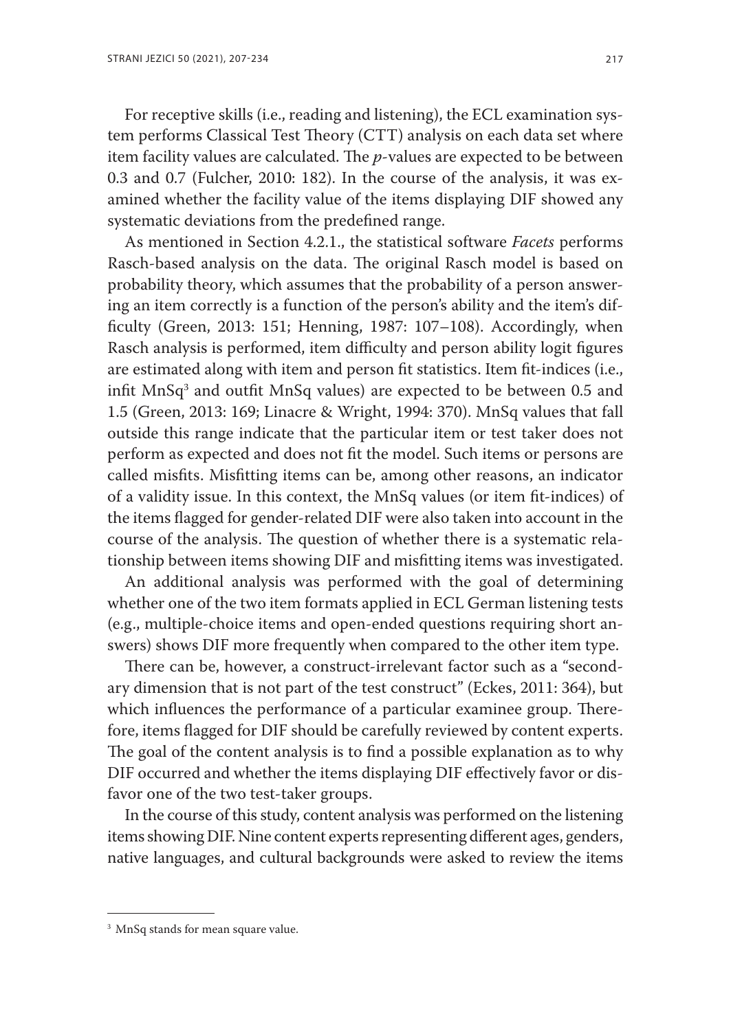For receptive skills (i.e., reading and listening), the ECL examination system performs Classical Test Theory (CTT) analysis on each data set where item facility values are calculated. The *p*-values are expected to be between 0.3 and 0.7 (Fulcher, 2010: 182). In the course of the analysis, it was examined whether the facility value of the items displaying DIF showed any systematic deviations from the predefined range.

As mentioned in Section 4.2.1., the statistical software *Facets* performs Rasch-based analysis on the data. The original Rasch model is based on probability theory, which assumes that the probability of a person answering an item correctly is a function of the person's ability and the item's difficulty (Green, 2013: 151; Henning, 1987: 107–108). Accordingly, when Rasch analysis is performed, item difficulty and person ability logit figures are estimated along with item and person fit statistics. Item fit-indices (i.e., infit MnSq[3] and outfit MnSq values) are expected to be between 0.5 and 1.5 (Green, 2013: 169; Linacre & Wright, 1994: 370). MnSq values that fall outside this range indicate that the particular item or test taker does not perform as expected and does not fit the model. Such items or persons are called misfits. Misfitting items can be, among other reasons, an indicator of a validity issue. In this context, the MnSq values (or item fit-indices) of the items flagged for gender-related DIF were also taken into account in the course of the analysis. The question of whether there is a systematic relationship between items showing DIF and misfitting items was investigated.

An additional analysis was performed with the goal of determining whether one of the two item formats applied in ECL German listening tests (e.g., multiple-choice items and open-ended questions requiring short answers) shows DIF more frequently when compared to the other item type.

There can be, however, a construct-irrelevant factor such as a "secondary dimension that is not part of the test construct" (Eckes, 2011: 364), but which influences the performance of a particular examinee group. Therefore, items flagged for DIF should be carefully reviewed by content experts. The goal of the content analysis is to find a possible explanation as to why DIF occurred and whether the items displaying DIF effectively favor or disfavor one of the two test-taker groups.

In the course of this study, content analysis was performed on the listening items showing DIF. Nine content experts representing different ages, genders, native languages, and cultural backgrounds were asked to review the items

---

[3] MnSq stands for mean square value.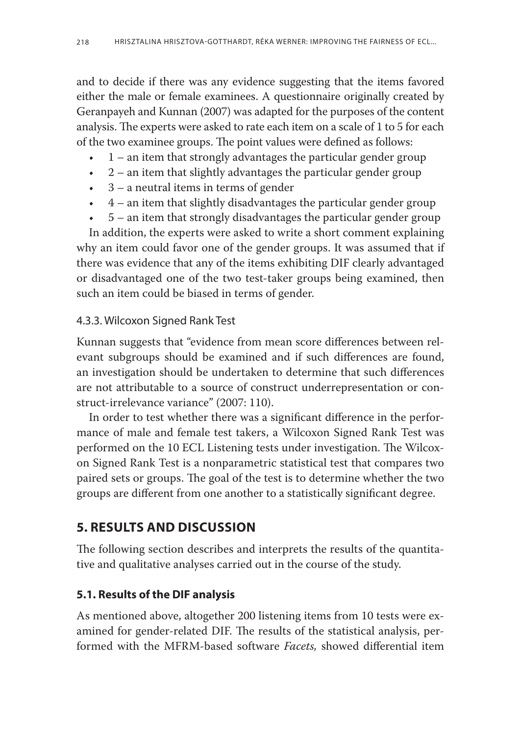and to decide if there was any evidence suggesting that the items favored either the male or female examinees. A questionnaire originally created by Geranpayeh and Kunnan (2007) was adapted for the purposes of the content analysis. The experts were asked to rate each item on a scale of 1 to 5 for each of the two examinee groups. The point values were defined as follows:

- 1 – an item that strongly advantages the particular gender group
- 2 – an item that slightly advantages the particular gender group
- 3 – a neutral items in terms of gender
- 4 – an item that slightly disadvantages the particular gender group
- 5 – an item that strongly disadvantages the particular gender group

In addition, the experts were asked to write a short comment explaining why an item could favor one of the gender groups. It was assumed that if there was evidence that any of the items exhibiting DIF clearly advantaged or disadvantaged one of the two test-taker groups being examined, then such an item could be biased in terms of gender.

#### 4.3.3. Wilcoxon Signed Rank Test

Kunnan suggests that "evidence from mean score differences between relevant subgroups should be examined and if such differences are found, an investigation should be undertaken to determine that such differences are not attributable to a source of construct underrepresentation or construct-irrelevance variance" (2007: 110).

In order to test whether there was a significant difference in the performance of male and female test takers, a Wilcoxon Signed Rank Test was performed on the 10 ECL Listening tests under investigation. The Wilcoxon Signed Rank Test is a nonparametric statistical test that compares two paired sets or groups. The goal of the test is to determine whether the two groups are different from one another to a statistically significant degree.

## 5. RESULTS AND DISCUSSION

The following section describes and interprets the results of the quantitative and qualitative analyses carried out in the course of the study.

### 5.1. Results of the DIF analysis

As mentioned above, altogether 200 listening items from 10 tests were examined for gender-related DIF. The results of the statistical analysis, performed with the MFRM-based software *Facets,* showed differential item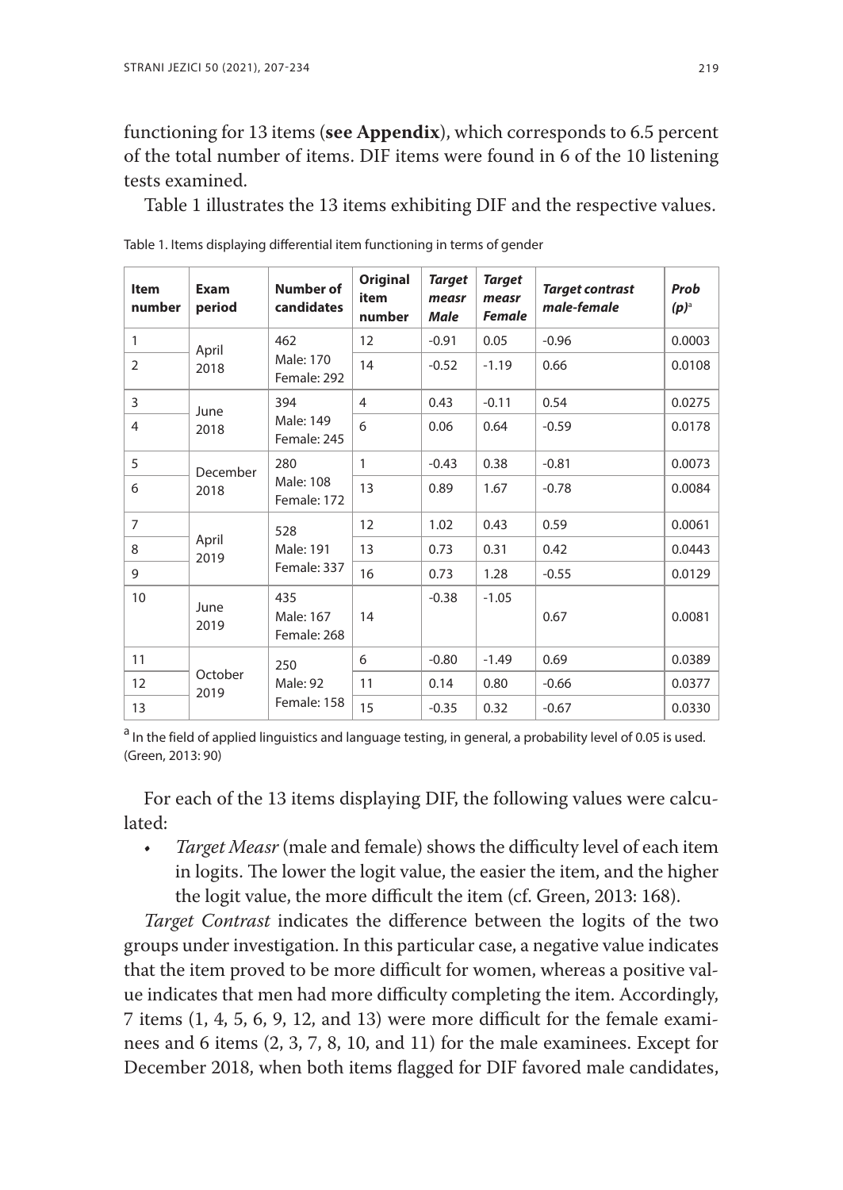functioning for 13 items (**see Appendix**), which corresponds to 6.5 percent of the total number of items. DIF items were found in 6 of the 10 listening tests examined.

Table 1 illustrates the 13 items exhibiting DIF and the respective values.

Table 1. Items displaying differential item functioning in terms of gender

| Item number | Exam period | Number of candidates | Original item number | *Target measr Male* | *Target measr Female* | *Target contrast male-female* | *Prob (p)*[a] |
|---|---|---|---|---|---|---|---|
| 1 | April 2018 | 462 Male: 170 Female: 292 | 12 | -0.91 | 0.05 | -0.96 | 0.0003 |
| 2 | | | 14 | -0.52 | -1.19 | 0.66 | 0.0108 |
| 3 | June 2018 | 394 Male: 149 Female: 245 | 4 | 0.43 | -0.11 | 0.54 | 0.0275 |
| 4 | | | 6 | 0.06 | 0.64 | -0.59 | 0.0178 |
| 5 | December 2018 | 280 Male: 108 Female: 172 | 1 | -0.43 | 0.38 | -0.81 | 0.0073 |
| 6 | | | 13 | 0.89 | 1.67 | -0.78 | 0.0084 |
| 7 | April 2019 | 528 Male: 191 Female: 337 | 12 | 1.02 | 0.43 | 0.59 | 0.0061 |
| 8 | | | 13 | 0.73 | 0.31 | 0.42 | 0.0443 |
| 9 | | | 16 | 0.73 | 1.28 | -0.55 | 0.0129 |
| 10 | June 2019 | 435 Male: 167 Female: 268 | 14 | -0.38 | -1.05 | 0.67 | 0.0081 |
| 11 | October 2019 | 250 Male: 92 Female: 158 | 6 | -0.80 | -1.49 | 0.69 | 0.0389 |
| 12 | | | 11 | 0.14 | 0.80 | -0.66 | 0.0377 |
| 13 | | | 15 | -0.35 | 0.32 | -0.67 | 0.0330 |

[a] In the field of applied linguistics and language testing, in general, a probability level of 0.05 is used. (Green, 2013: 90)

For each of the 13 items displaying DIF, the following values were calculated:

- *Target Measr* (male and female) shows the difficulty level of each item in logits. The lower the logit value, the easier the item, and the higher the logit value, the more difficult the item (cf. Green, 2013: 168).

*Target Contrast* indicates the difference between the logits of the two groups under investigation. In this particular case, a negative value indicates that the item proved to be more difficult for women, whereas a positive value indicates that men had more difficulty completing the item. Accordingly, 7 items (1, 4, 5, 6, 9, 12, and 13) were more difficult for the female examinees and 6 items (2, 3, 7, 8, 10, and 11) for the male examinees. Except for December 2018, when both items flagged for DIF favored male candidates,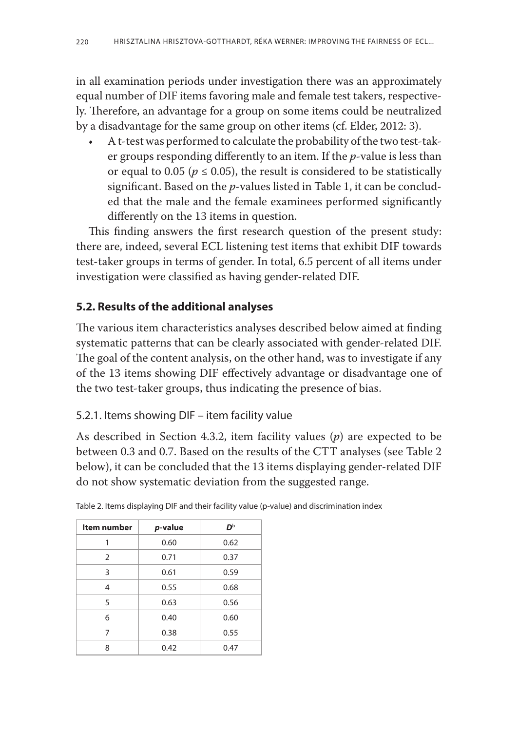in all examination periods under investigation there was an approximately equal number of DIF items favoring male and female test takers, respectively. Therefore, an advantage for a group on some items could be neutralized by a disadvantage for the same group on other items (cf. Elder, 2012: 3).

- A t-test was performed to calculate the probability of the two test-taker groups responding differently to an item. If the *p*-value is less than or equal to 0.05 ($p \leq 0.05$), the result is considered to be statistically significant. Based on the *p*-values listed in Table 1, it can be concluded that the male and the female examinees performed significantly differently on the 13 items in question.

This finding answers the first research question of the present study: there are, indeed, several ECL listening test items that exhibit DIF towards test-taker groups in terms of gender. In total, 6.5 percent of all items under investigation were classified as having gender-related DIF.

## 5.2. Results of the additional analyses

The various item characteristics analyses described below aimed at finding systematic patterns that can be clearly associated with gender-related DIF. The goal of the content analysis, on the other hand, was to investigate if any of the 13 items showing DIF effectively advantage or disadvantage one of the two test-taker groups, thus indicating the presence of bias.

### 5.2.1. Items showing DIF – item facility value

As described in Section 4.3.2, item facility values (*p*) are expected to be between 0.3 and 0.7. Based on the results of the CTT analyses (see Table 2 below), it can be concluded that the 13 items displaying gender-related DIF do not show systematic deviation from the suggested range.

Table 2. Items displaying DIF and their facility value (p-value) and discrimination index

| Item number | *p*-value | $D^b$ |
|---|---|---|
| 1 | 0.60 | 0.62 |
| 2 | 0.71 | 0.37 |
| 3 | 0.61 | 0.59 |
| 4 | 0.55 | 0.68 |
| 5 | 0.63 | 0.56 |
| 6 | 0.40 | 0.60 |
| 7 | 0.38 | 0.55 |
| 8 | 0.42 | 0.47 |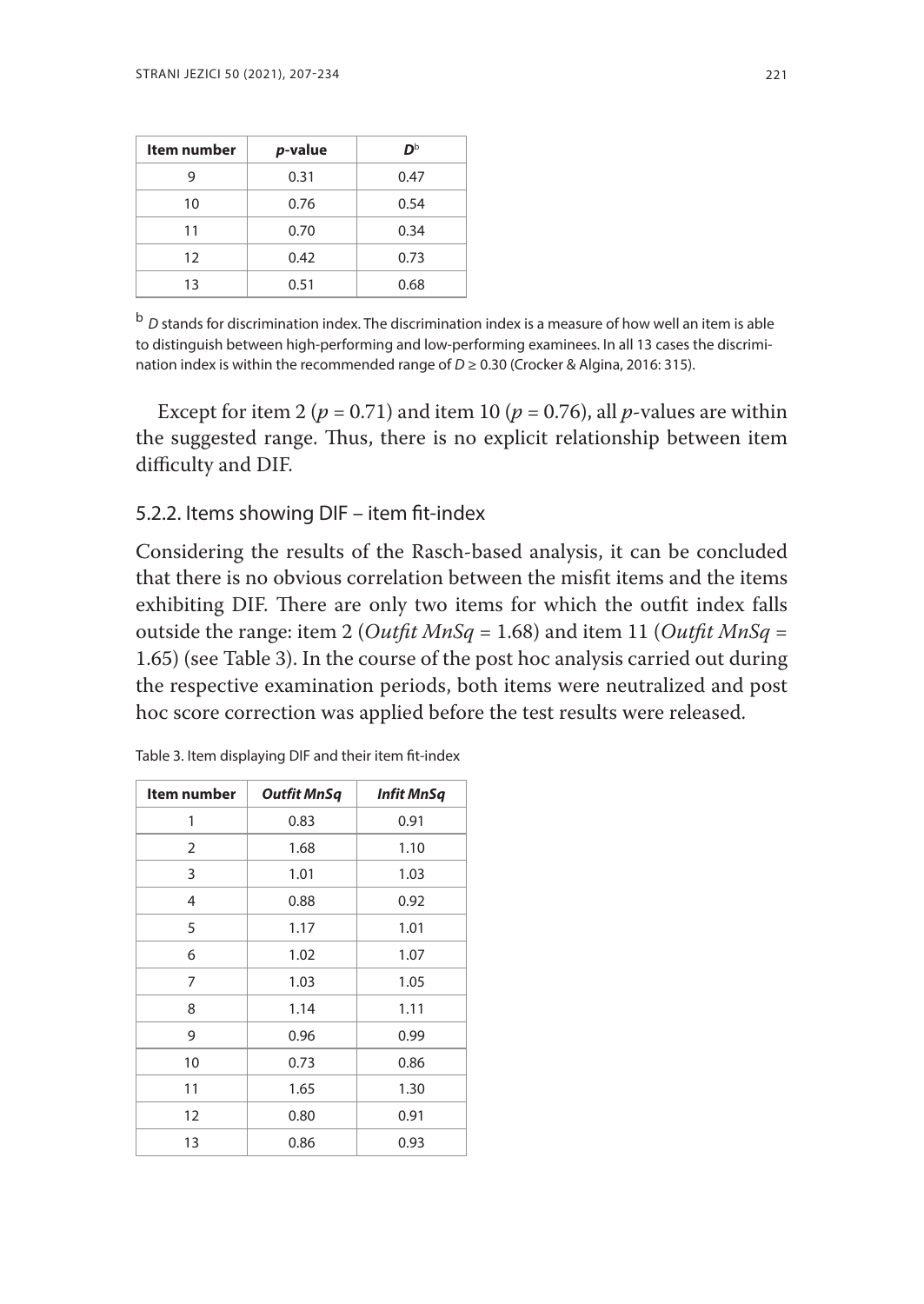| Item number | *p*-value | *D*[b] |
|---|---|---|
| 9 | 0.31 | 0.47 |
| 10 | 0.76 | 0.54 |
| 11 | 0.70 | 0.34 |
| 12 | 0.42 | 0.73 |
| 13 | 0.51 | 0.68 |

[b] *D* stands for discrimination index. The discrimination index is a measure of how well an item is able to distinguish between high-performing and low-performing examinees. In all 13 cases the discrimination index is within the recommended range of $D \geq 0.30$ (Crocker & Algina, 2016: 315).

Except for item 2 ($p = 0.71$) and item 10 ($p = 0.76$), all *p*-values are within the suggested range. Thus, there is no explicit relationship between item difficulty and DIF.

### 5.2.2. Items showing DIF – item fit-index

Considering the results of the Rasch-based analysis, it can be concluded that there is no obvious correlation between the misfit items and the items exhibiting DIF. There are only two items for which the outfit index falls outside the range: item 2 (*Outfit MnSq* = 1.68) and item 11 (*Outfit MnSq* = 1.65) (see Table 3). In the course of the post hoc analysis carried out during the respective examination periods, both items were neutralized and post hoc score correction was applied before the test results were released.

Table 3. Item displaying DIF and their item fit-index

| Item number | *Outfit MnSq* | *Infit MnSq* |
|---|---|---|
| 1 | 0.83 | 0.91 |
| 2 | 1.68 | 1.10 |
| 3 | 1.01 | 1.03 |
| 4 | 0.88 | 0.92 |
| 5 | 1.17 | 1.01 |
| 6 | 1.02 | 1.07 |
| 7 | 1.03 | 1.05 |
| 8 | 1.14 | 1.11 |
| 9 | 0.96 | 0.99 |
| 10 | 0.73 | 0.86 |
| 11 | 1.65 | 1.30 |
| 12 | 0.80 | 0.91 |
| 13 | 0.86 | 0.93 |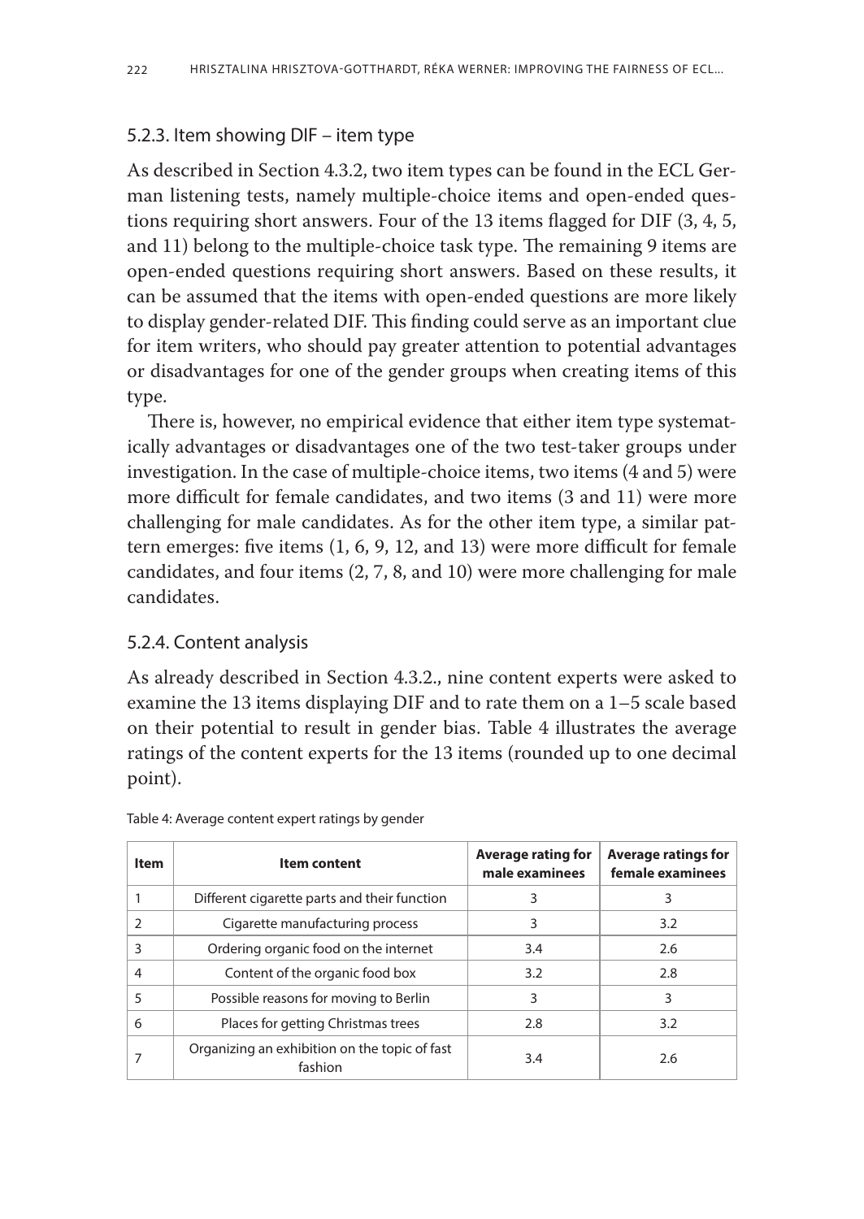### 5.2.3. Item showing DIF – item type

As described in Section 4.3.2, two item types can be found in the ECL German listening tests, namely multiple-choice items and open-ended questions requiring short answers. Four of the 13 items flagged for DIF (3, 4, 5, and 11) belong to the multiple-choice task type. The remaining 9 items are open-ended questions requiring short answers. Based on these results, it can be assumed that the items with open-ended questions are more likely to display gender-related DIF. This finding could serve as an important clue for item writers, who should pay greater attention to potential advantages or disadvantages for one of the gender groups when creating items of this type.

There is, however, no empirical evidence that either item type systematically advantages or disadvantages one of the two test-taker groups under investigation. In the case of multiple-choice items, two items (4 and 5) were more difficult for female candidates, and two items (3 and 11) were more challenging for male candidates. As for the other item type, a similar pattern emerges: five items (1, 6, 9, 12, and 13) were more difficult for female candidates, and four items (2, 7, 8, and 10) were more challenging for male candidates.

### 5.2.4. Content analysis

As already described in Section 4.3.2., nine content experts were asked to examine the 13 items displaying DIF and to rate them on a 1–5 scale based on their potential to result in gender bias. Table 4 illustrates the average ratings of the content experts for the 13 items (rounded up to one decimal point).

Table 4: Average content expert ratings by gender

| Item | Item content | Average rating for male examinees | Average ratings for female examinees |
|---|---|---|---|
| 1 | Different cigarette parts and their function | 3 | 3 |
| 2 | Cigarette manufacturing process | 3 | 3.2 |
| 3 | Ordering organic food on the internet | 3.4 | 2.6 |
| 4 | Content of the organic food box | 3.2 | 2.8 |
| 5 | Possible reasons for moving to Berlin | 3 | 3 |
| 6 | Places for getting Christmas trees | 2.8 | 3.2 |
| 7 | Organizing an exhibition on the topic of fast fashion | 3.4 | 2.6 |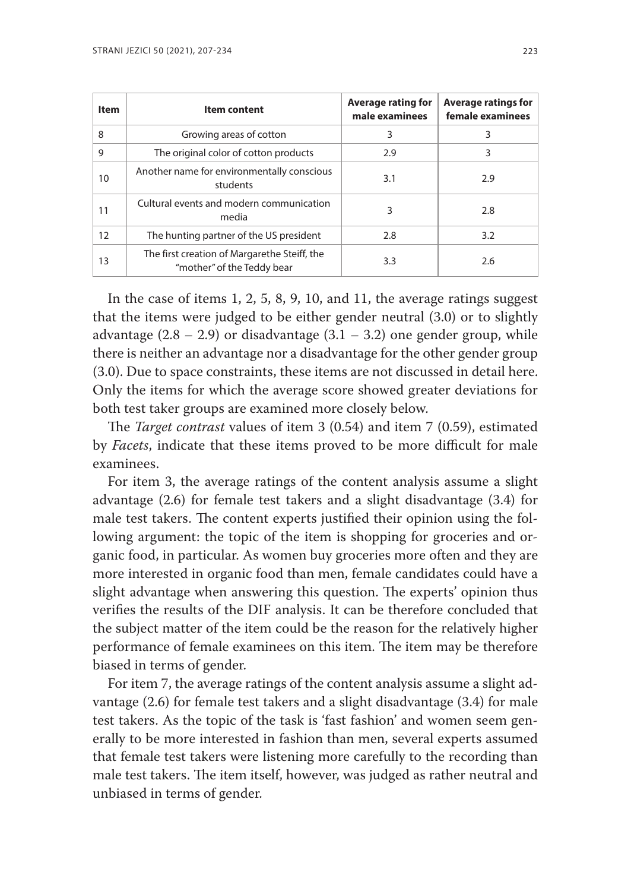| Item | Item content | Average rating for male examinees | Average ratings for female examinees |
|---|---|---|---|
| 8 | Growing areas of cotton | 3 | 3 |
| 9 | The original color of cotton products | 2.9 | 3 |
| 10 | Another name for environmentally conscious students | 3.1 | 2.9 |
| 11 | Cultural events and modern communication media | 3 | 2.8 |
| 12 | The hunting partner of the US president | 2.8 | 3.2 |
| 13 | The first creation of Margarethe Steiff, the "mother" of the Teddy bear | 3.3 | 2.6 |

In the case of items 1, 2, 5, 8, 9, 10, and 11, the average ratings suggest that the items were judged to be either gender neutral (3.0) or to slightly advantage (2.8 – 2.9) or disadvantage (3.1 – 3.2) one gender group, while there is neither an advantage nor a disadvantage for the other gender group (3.0). Due to space constraints, these items are not discussed in detail here. Only the items for which the average score showed greater deviations for both test taker groups are examined more closely below.

The *Target contrast* values of item 3 (0.54) and item 7 (0.59), estimated by *Facets*, indicate that these items proved to be more difficult for male examinees.

For item 3, the average ratings of the content analysis assume a slight advantage (2.6) for female test takers and a slight disadvantage (3.4) for male test takers. The content experts justified their opinion using the following argument: the topic of the item is shopping for groceries and organic food, in particular. As women buy groceries more often and they are more interested in organic food than men, female candidates could have a slight advantage when answering this question. The experts' opinion thus verifies the results of the DIF analysis. It can be therefore concluded that the subject matter of the item could be the reason for the relatively higher performance of female examinees on this item. The item may be therefore biased in terms of gender.

For item 7, the average ratings of the content analysis assume a slight advantage (2.6) for female test takers and a slight disadvantage (3.4) for male test takers. As the topic of the task is 'fast fashion' and women seem generally to be more interested in fashion than men, several experts assumed that female test takers were listening more carefully to the recording than male test takers. The item itself, however, was judged as rather neutral and unbiased in terms of gender.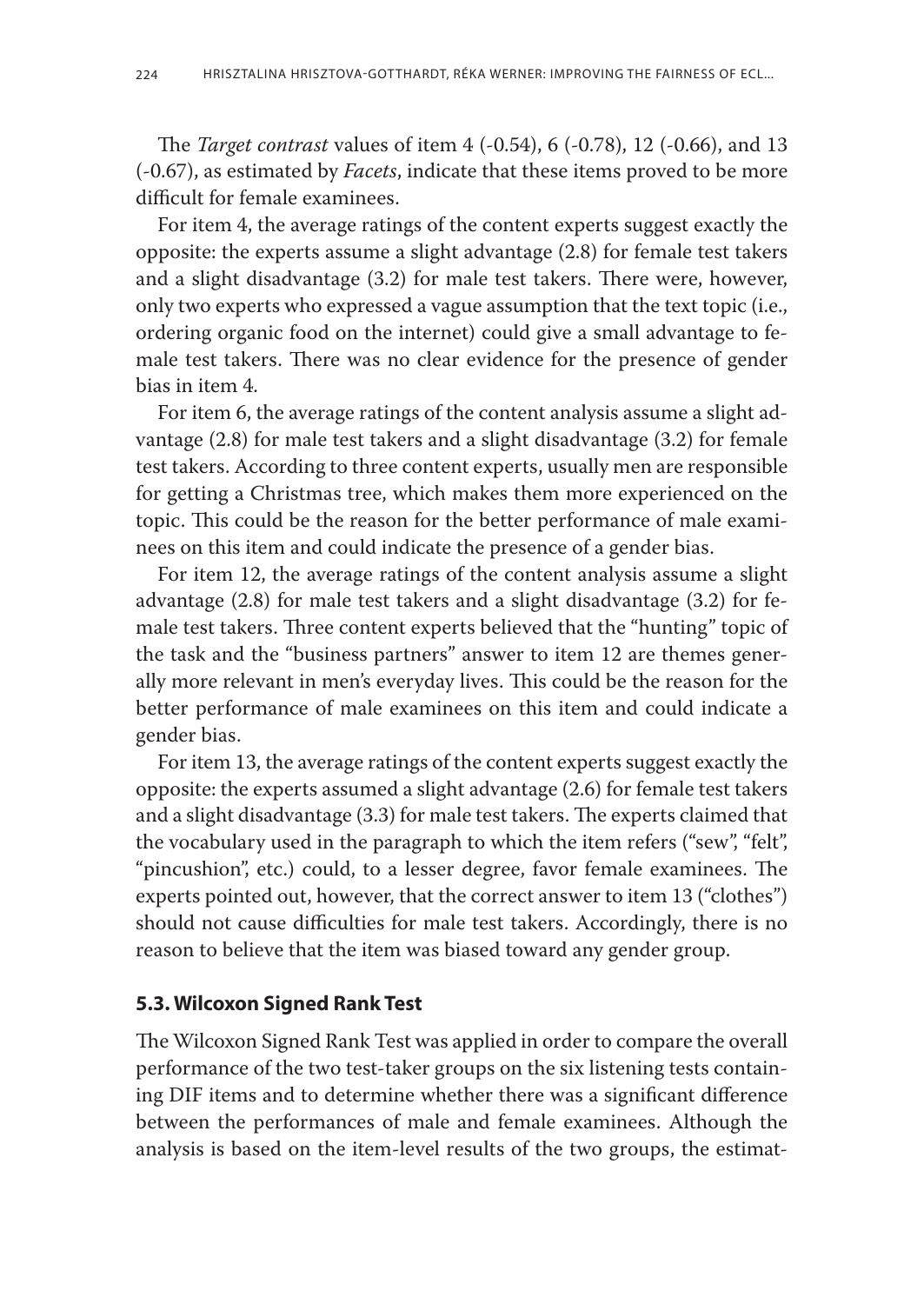The *Target contrast* values of item 4 (-0.54), 6 (-0.78), 12 (-0.66), and 13 (-0.67), as estimated by *Facets*, indicate that these items proved to be more difficult for female examinees.

For item 4, the average ratings of the content experts suggest exactly the opposite: the experts assume a slight advantage (2.8) for female test takers and a slight disadvantage (3.2) for male test takers. There were, however, only two experts who expressed a vague assumption that the text topic (i.e., ordering organic food on the internet) could give a small advantage to female test takers. There was no clear evidence for the presence of gender bias in item 4.

For item 6, the average ratings of the content analysis assume a slight advantage (2.8) for male test takers and a slight disadvantage (3.2) for female test takers. According to three content experts, usually men are responsible for getting a Christmas tree, which makes them more experienced on the topic. This could be the reason for the better performance of male examinees on this item and could indicate the presence of a gender bias.

For item 12, the average ratings of the content analysis assume a slight advantage (2.8) for male test takers and a slight disadvantage (3.2) for female test takers. Three content experts believed that the "hunting" topic of the task and the "business partners" answer to item 12 are themes generally more relevant in men's everyday lives. This could be the reason for the better performance of male examinees on this item and could indicate a gender bias.

For item 13, the average ratings of the content experts suggest exactly the opposite: the experts assumed a slight advantage (2.6) for female test takers and a slight disadvantage (3.3) for male test takers. The experts claimed that the vocabulary used in the paragraph to which the item refers ("sew", "felt", "pincushion", etc.) could, to a lesser degree, favor female examinees. The experts pointed out, however, that the correct answer to item 13 ("clothes") should not cause difficulties for male test takers. Accordingly, there is no reason to believe that the item was biased toward any gender group.

### 5.3. Wilcoxon Signed Rank Test

The Wilcoxon Signed Rank Test was applied in order to compare the overall performance of the two test-taker groups on the six listening tests containing DIF items and to determine whether there was a significant difference between the performances of male and female examinees. Although the analysis is based on the item-level results of the two groups, the estimat-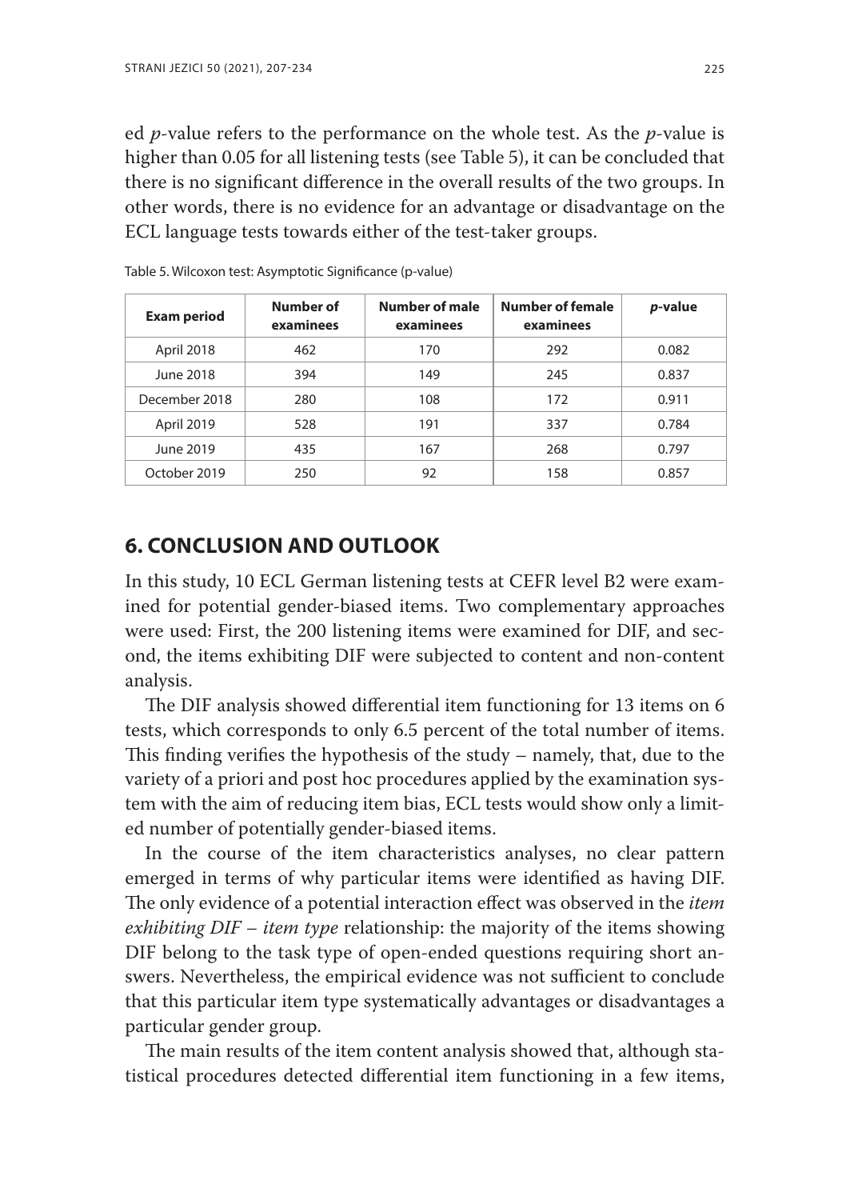ed *p*-value refers to the performance on the whole test. As the *p*-value is higher than 0.05 for all listening tests (see Table 5), it can be concluded that there is no significant difference in the overall results of the two groups. In other words, there is no evidence for an advantage or disadvantage on the ECL language tests towards either of the test-taker groups.

Table 5. Wilcoxon test: Asymptotic Significance (p-value)

| Exam period | Number of examinees | Number of male examinees | Number of female examinees | *p*-value |
|---|---|---|---|---|
| April 2018 | 462 | 170 | 292 | 0.082 |
| June 2018 | 394 | 149 | 245 | 0.837 |
| December 2018 | 280 | 108 | 172 | 0.911 |
| April 2019 | 528 | 191 | 337 | 0.784 |
| June 2019 | 435 | 167 | 268 | 0.797 |
| October 2019 | 250 | 92 | 158 | 0.857 |

## 6. CONCLUSION AND OUTLOOK

In this study, 10 ECL German listening tests at CEFR level B2 were examined for potential gender-biased items. Two complementary approaches were used: First, the 200 listening items were examined for DIF, and second, the items exhibiting DIF were subjected to content and non-content analysis.

The DIF analysis showed differential item functioning for 13 items on 6 tests, which corresponds to only 6.5 percent of the total number of items. This finding verifies the hypothesis of the study – namely, that, due to the variety of a priori and post hoc procedures applied by the examination system with the aim of reducing item bias, ECL tests would show only a limited number of potentially gender-biased items.

In the course of the item characteristics analyses, no clear pattern emerged in terms of why particular items were identified as having DIF. The only evidence of a potential interaction effect was observed in the *item exhibiting DIF – item type* relationship: the majority of the items showing DIF belong to the task type of open-ended questions requiring short answers. Nevertheless, the empirical evidence was not sufficient to conclude that this particular item type systematically advantages or disadvantages a particular gender group.

The main results of the item content analysis showed that, although statistical procedures detected differential item functioning in a few items,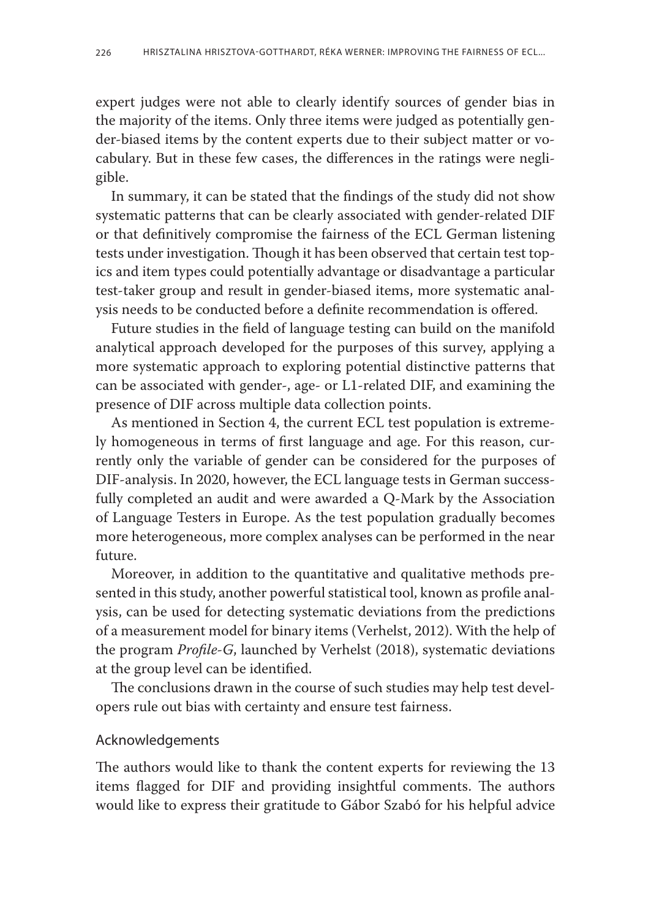expert judges were not able to clearly identify sources of gender bias in the majority of the items. Only three items were judged as potentially gender-biased items by the content experts due to their subject matter or vocabulary. But in these few cases, the differences in the ratings were negligible.

In summary, it can be stated that the findings of the study did not show systematic patterns that can be clearly associated with gender-related DIF or that definitively compromise the fairness of the ECL German listening tests under investigation. Though it has been observed that certain test topics and item types could potentially advantage or disadvantage a particular test-taker group and result in gender-biased items, more systematic analysis needs to be conducted before a definite recommendation is offered.

Future studies in the field of language testing can build on the manifold analytical approach developed for the purposes of this survey, applying a more systematic approach to exploring potential distinctive patterns that can be associated with gender-, age- or L1-related DIF, and examining the presence of DIF across multiple data collection points.

As mentioned in Section 4, the current ECL test population is extremely homogeneous in terms of first language and age. For this reason, currently only the variable of gender can be considered for the purposes of DIF-analysis. In 2020, however, the ECL language tests in German successfully completed an audit and were awarded a Q-Mark by the Association of Language Testers in Europe. As the test population gradually becomes more heterogeneous, more complex analyses can be performed in the near future.

Moreover, in addition to the quantitative and qualitative methods presented in this study, another powerful statistical tool, known as profile analysis, can be used for detecting systematic deviations from the predictions of a measurement model for binary items (Verhelst, 2012). With the help of the program *Profile-G*, launched by Verhelst (2018), systematic deviations at the group level can be identified.

The conclusions drawn in the course of such studies may help test developers rule out bias with certainty and ensure test fairness.

## Acknowledgements

The authors would like to thank the content experts for reviewing the 13 items flagged for DIF and providing insightful comments. The authors would like to express their gratitude to Gábor Szabó for his helpful advice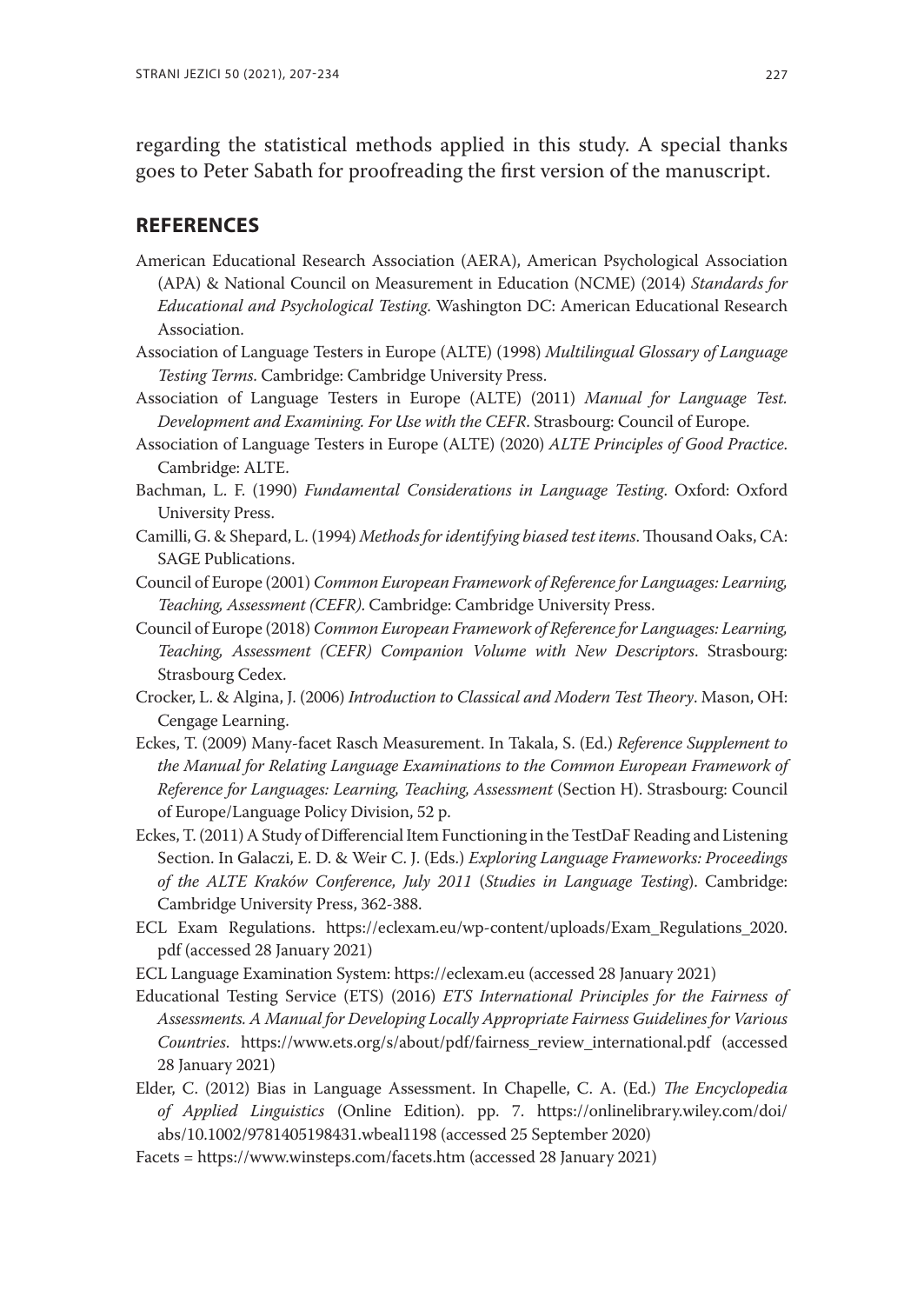regarding the statistical methods applied in this study. A special thanks goes to Peter Sabath for proofreading the first version of the manuscript.

## REFERENCES

American Educational Research Association (AERA), American Psychological Association (APA) & National Council on Measurement in Education (NCME) (2014) *Standards for Educational and Psychological Testing.* Washington DC: American Educational Research Association.

Association of Language Testers in Europe (ALTE) (1998) *Multilingual Glossary of Language Testing Terms.* Cambridge: Cambridge University Press.

Association of Language Testers in Europe (ALTE) (2011) *Manual for Language Test. Development and Examining. For Use with the CEFR.* Strasbourg: Council of Europe.

Association of Language Testers in Europe (ALTE) (2020) *ALTE Principles of Good Practice.* Cambridge: ALTE.

Bachman, L. F. (1990) *Fundamental Considerations in Language Testing.* Oxford: Oxford University Press.

Camilli, G. & Shepard, L. (1994) *Methods for identifying biased test items.* Thousand Oaks, CA: SAGE Publications.

Council of Europe (2001) *Common European Framework of Reference for Languages: Learning, Teaching, Assessment (CEFR).* Cambridge: Cambridge University Press.

Council of Europe (2018) *Common European Framework of Reference for Languages: Learning, Teaching, Assessment (CEFR) Companion Volume with New Descriptors*. Strasbourg: Strasbourg Cedex.

Crocker, L. & Algina, J. (2006) *Introduction to Classical and Modern Test Theory*. Mason, OH: Cengage Learning.

Eckes, T. (2009) Many-facet Rasch Measurement. In Takala, S. (Ed.) *Reference Supplement to the Manual for Relating Language Examinations to the Common European Framework of Reference for Languages: Learning, Teaching, Assessment* (Section H). Strasbourg: Council of Europe/Language Policy Division, 52 p.

Eckes, T. (2011) A Study of Differencial Item Functioning in the TestDaF Reading and Listening Section. In Galaczi, E. D. & Weir C. J. (Eds.) *Exploring Language Frameworks: Proceedings of the ALTE Kraków Conference, July 2011* (*Studies in Language Testing*). Cambridge: Cambridge University Press, 362-388.

ECL Exam Regulations. https://eclexam.eu/wp-content/uploads/Exam_Regulations_2020.pdf (accessed 28 January 2021)

ECL Language Examination System: https://eclexam.eu (accessed 28 January 2021)

Educational Testing Service (ETS) (2016) *ETS International Principles for the Fairness of Assessments. A Manual for Developing Locally Appropriate Fairness Guidelines for Various Countries.* https://www.ets.org/s/about/pdf/fairness_review_international.pdf (accessed 28 January 2021)

Elder, C. (2012) Bias in Language Assessment. In Chapelle, C. A. (Ed.) *The Encyclopedia of Applied Linguistics* (Online Edition). pp. 7. https://onlinelibrary.wiley.com/doi/abs/10.1002/9781405198431.wbeal1198 (accessed 25 September 2020)

Facets = https://www.winsteps.com/facets.htm (accessed 28 January 2021)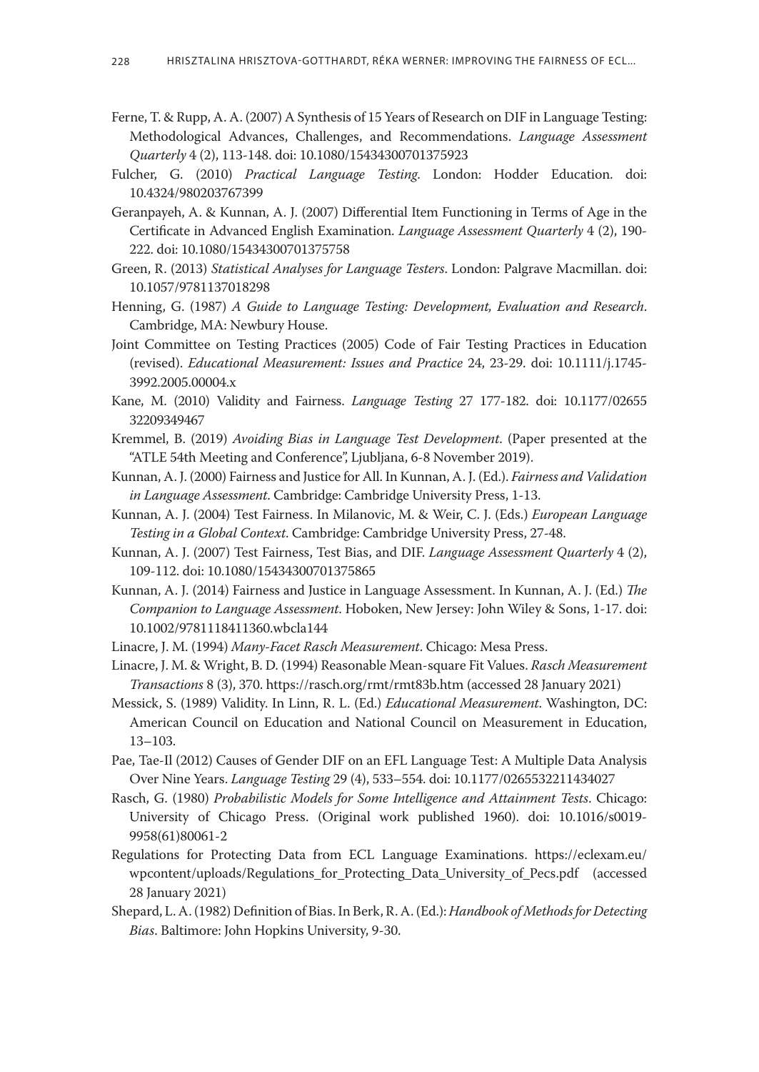Ferne, T. & Rupp, A. A. (2007) A Synthesis of 15 Years of Research on DIF in Language Testing: Methodological Advances, Challenges, and Recommendations. *Language Assessment Quarterly* 4 (2), 113-148. doi: 10.1080/15434300701375923

Fulcher, G. (2010) *Practical Language Testing.* London: Hodder Education. doi: 10.4324/980203767399

Geranpayeh, A. & Kunnan, A. J. (2007) Differential Item Functioning in Terms of Age in the Certificate in Advanced English Examination. *Language Assessment Quarterly* 4 (2), 190-222. doi: 10.1080/15434300701375758

Green, R. (2013) *Statistical Analyses for Language Testers.* London: Palgrave Macmillan. doi: 10.1057/9781137018298

Henning, G. (1987) *A Guide to Language Testing: Development, Evaluation and Research.* Cambridge, MA: Newbury House.

Joint Committee on Testing Practices (2005) Code of Fair Testing Practices in Education (revised). *Educational Measurement: Issues and Practice* 24, 23-29. doi: 10.1111/j.1745-3992.2005.00004.x

Kane, M. (2010) Validity and Fairness. *Language Testing* 27 177-182. doi: 10.1177/02655 32209349467

Kremmel, B. (2019) *Avoiding Bias in Language Test Development.* (Paper presented at the "ATLE 54th Meeting and Conference", Ljubljana, 6-8 November 2019).

Kunnan, A. J. (2000) Fairness and Justice for All. In Kunnan, A. J. (Ed.). *Fairness and Validation in Language Assessment.* Cambridge: Cambridge University Press, 1-13.

Kunnan, A. J. (2004) Test Fairness. In Milanovic, M. & Weir, C. J. (Eds.) *European Language Testing in a Global Context.* Cambridge: Cambridge University Press, 27-48.

Kunnan, A. J. (2007) Test Fairness, Test Bias, and DIF. *Language Assessment Quarterly* 4 (2), 109-112. doi: 10.1080/15434300701375865

Kunnan, A. J. (2014) Fairness and Justice in Language Assessment. In Kunnan, A. J. (Ed.) *The Companion to Language Assessment.* Hoboken, New Jersey: John Wiley & Sons, 1-17. doi: 10.1002/9781118411360.wbcla144

Linacre, J. M. (1994) *Many-Facet Rasch Measurement.* Chicago: Mesa Press.

Linacre, J. M. & Wright, B. D. (1994) Reasonable Mean-square Fit Values. *Rasch Measurement Transactions* 8 (3), 370. https://rasch.org/rmt/rmt83b.htm (accessed 28 January 2021)

Messick, S. (1989) Validity. In Linn, R. L. (Ed.) *Educational Measurement.* Washington, DC: American Council on Education and National Council on Measurement in Education, 13–103.

Pae, Tae-Il (2012) Causes of Gender DIF on an EFL Language Test: A Multiple Data Analysis Over Nine Years. *Language Testing* 29 (4), 533–554. doi: 10.1177/0265532211434027

Rasch, G. (1980) *Probabilistic Models for Some Intelligence and Attainment Tests.* Chicago: University of Chicago Press. (Original work published 1960). doi: 10.1016/s0019-9958(61)80061-2

Regulations for Protecting Data from ECL Language Examinations. https://eclexam.eu/wpcontent/uploads/Regulations_for_Protecting_Data_University_of_Pecs.pdf (accessed 28 January 2021)

Shepard, L. A. (1982) Definition of Bias. In Berk, R. A. (Ed.): *Handbook of Methods for Detecting Bias.* Baltimore: John Hopkins University, 9-30.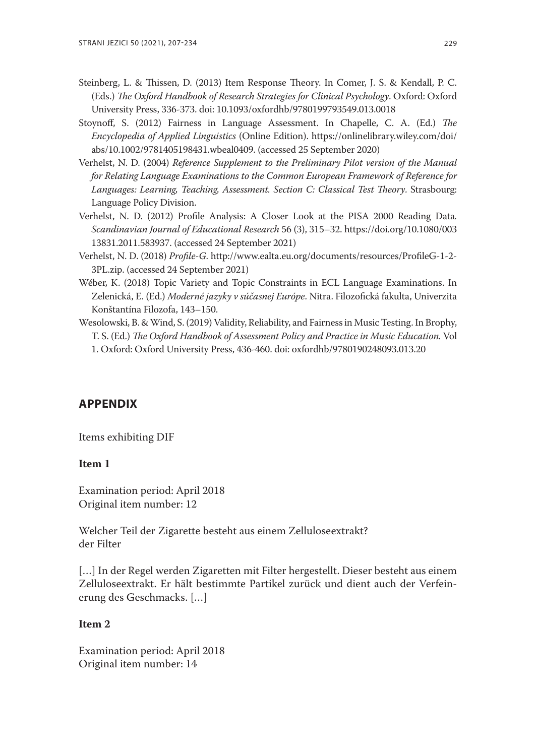Steinberg, L. & Thissen, D. (2013) Item Response Theory. In Comer, J. S. & Kendall, P. C. (Eds.) *The Oxford Handbook of Research Strategies for Clinical Psychology*. Oxford: Oxford University Press, 336-373. doi: 10.1093/oxfordhb/9780199793549.013.0018

Stoynoff, S. (2012) Fairness in Language Assessment. In Chapelle, C. A. (Ed.) *The Encyclopedia of Applied Linguistics* (Online Edition). https://onlinelibrary.wiley.com/doi/abs/10.1002/9781405198431.wbeal0409. (accessed 25 September 2020)

Verhelst, N. D. (2004) *Reference Supplement to the Preliminary Pilot version of the Manual for Relating Language Examinations to the Common European Framework of Reference for Languages: Learning, Teaching, Assessment. Section C: Classical Test Theory*. Strasbourg: Language Policy Division.

Verhelst, N. D. (2012) Profile Analysis: A Closer Look at the PISA 2000 Reading Data. *Scandinavian Journal of Educational Research* 56 (3), 315–32. https://doi.org/10.1080/00313831.2011.583937. (accessed 24 September 2021)

Verhelst, N. D. (2018) *Profile-G*. http://www.ealta.eu.org/documents/resources/ProfileG-1-2-3PL.zip. (accessed 24 September 2021)

Wéber, K. (2018) Topic Variety and Topic Constraints in ECL Language Examinations. In Zelenická, E. (Ed.) *Moderné jazyky v súčasnej Európe*. Nitra. Filozofická fakulta, Univerzita Konštantína Filozofa, 143–150.

Wesolowski, B. & Wind, S. (2019) Validity, Reliability, and Fairness in Music Testing. In Brophy, T. S. (Ed.) *The Oxford Handbook of Assessment Policy and Practice in Music Education.* Vol 1. Oxford: Oxford University Press, 436-460. doi: oxfordhb/9780190248093.013.20

## APPENDIX

Items exhibiting DIF

**Item 1**

Examination period: April 2018
Original item number: 12

Welcher Teil der Zigarette besteht aus einem Zelluloseextrakt?
der Filter

[…] In der Regel werden Zigaretten mit Filter hergestellt. Dieser besteht aus einem Zelluloseextrakt. Er hält bestimmte Partikel zurück und dient auch der Verfeinerung des Geschmacks. […]

**Item 2**

Examination period: April 2018
Original item number: 14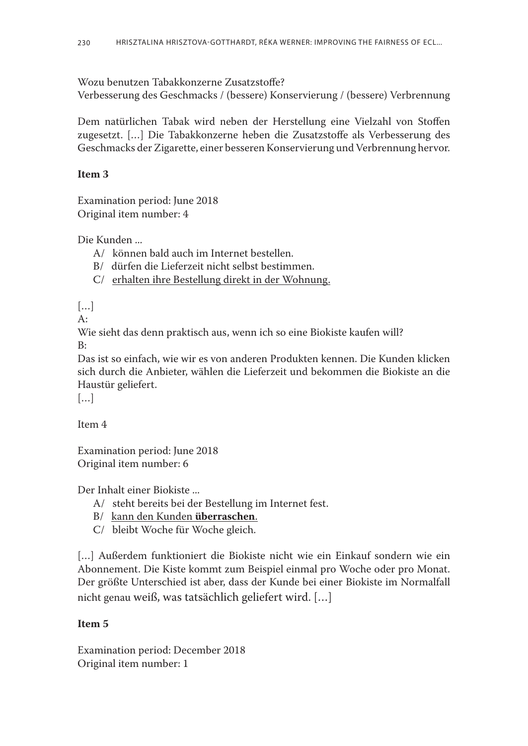Wozu benutzen Tabakkonzerne Zusatzstoffe?
Verbesserung des Geschmacks / (bessere) Konservierung / (bessere) Verbrennung

Dem natürlichen Tabak wird neben der Herstellung eine Vielzahl von Stoffen zugesetzt. […] Die Tabakkonzerne heben die Zusatzstoffe als Verbesserung des Geschmacks der Zigarette, einer besseren Konservierung und Verbrennung hervor.

**Item 3**

Examination period: June 2018
Original item number: 4

Die Kunden ...

- A/ können bald auch im Internet bestellen.
- B/ dürfen die Lieferzeit nicht selbst bestimmen.
- C/ <u>erhalten ihre Bestellung direkt in der Wohnung.</u>

[…]
A:
Wie sieht das denn praktisch aus, wenn ich so eine Biokiste kaufen will?
B:
Das ist so einfach, wie wir es von anderen Produkten kennen. Die Kunden klicken sich durch die Anbieter, wählen die Lieferzeit und bekommen die Biokiste an die Haustür geliefert.
[…]

Item 4

Examination period: June 2018
Original item number: 6

Der Inhalt einer Biokiste ...

- A/ steht bereits bei der Bestellung im Internet fest.
- B/ <u>kann den Kunden **überraschen**</u>.
- C/ bleibt Woche für Woche gleich.

[…] Außerdem funktioniert die Biokiste nicht wie ein Einkauf sondern wie ein Abonnement. Die Kiste kommt zum Beispiel einmal pro Woche oder pro Monat. Der größte Unterschied ist aber, dass der Kunde bei einer Biokiste im Normalfall nicht genau weiß, was tatsächlich geliefert wird. […]

**Item 5**

Examination period: December 2018
Original item number: 1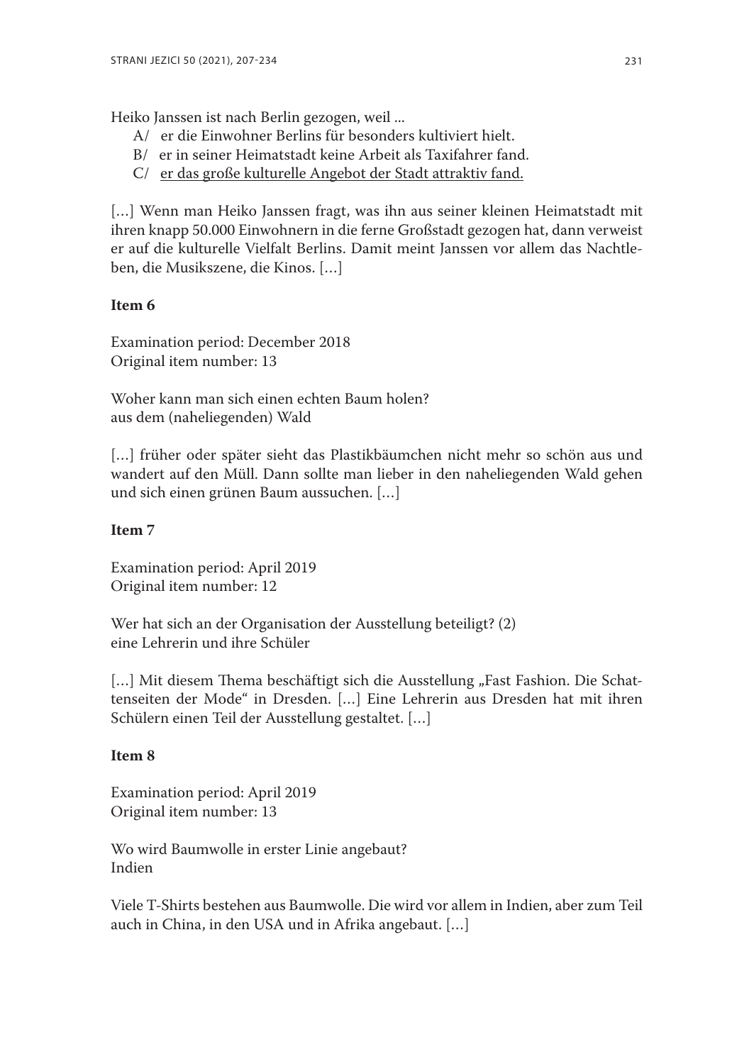Heiko Janssen ist nach Berlin gezogen, weil ...

A/ er die Einwohner Berlins für besonders kultiviert hielt.
B/ er in seiner Heimatstadt keine Arbeit als Taxifahrer fand.
C/ <u>er das große kulturelle Angebot der Stadt attraktiv fand.</u>

[…] Wenn man Heiko Janssen fragt, was ihn aus seiner kleinen Heimatstadt mit ihren knapp 50.000 Einwohnern in die ferne Großstadt gezogen hat, dann verweist er auf die kulturelle Vielfalt Berlins. Damit meint Janssen vor allem das Nachtleben, die Musikszene, die Kinos. […]

**Item 6**

Examination period: December 2018
Original item number: 13

Woher kann man sich einen echten Baum holen?
aus dem (naheliegenden) Wald

[…] früher oder später sieht das Plastikbäumchen nicht mehr so schön aus und wandert auf den Müll. Dann sollte man lieber in den naheliegenden Wald gehen und sich einen grünen Baum aussuchen. […]

**Item 7**

Examination period: April 2019
Original item number: 12

Wer hat sich an der Organisation der Ausstellung beteiligt? (2)
eine Lehrerin und ihre Schüler

[…] Mit diesem Thema beschäftigt sich die Ausstellung „Fast Fashion. Die Schattenseiten der Mode" in Dresden. […] Eine Lehrerin aus Dresden hat mit ihren Schülern einen Teil der Ausstellung gestaltet. […]

**Item 8**

Examination period: April 2019
Original item number: 13

Wo wird Baumwolle in erster Linie angebaut?
Indien

Viele T-Shirts bestehen aus Baumwolle. Die wird vor allem in Indien, aber zum Teil auch in China, in den USA und in Afrika angebaut. […]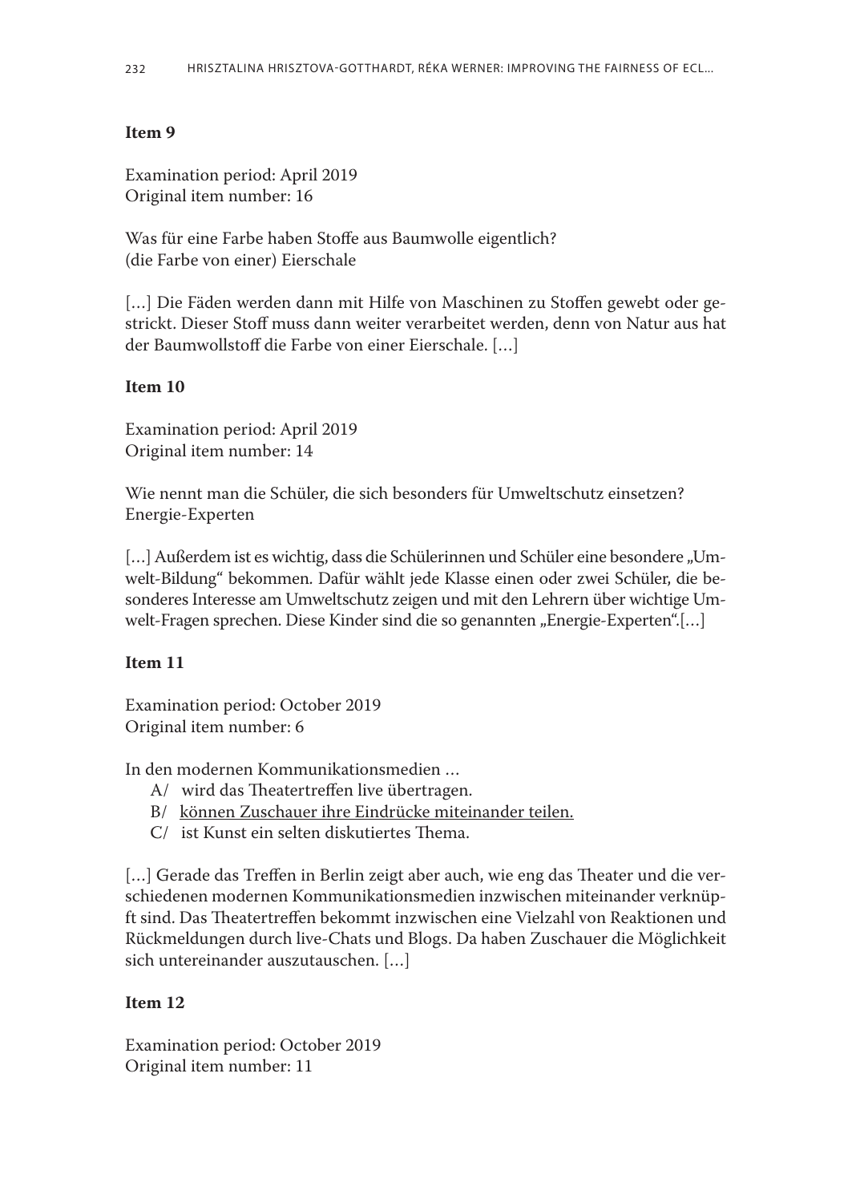**Item 9**

Examination period: April 2019
Original item number: 16

Was für eine Farbe haben Stoffe aus Baumwolle eigentlich?
(die Farbe von einer) Eierschale

[…] Die Fäden werden dann mit Hilfe von Maschinen zu Stoffen gewebt oder gestrickt. Dieser Stoff muss dann weiter verarbeitet werden, denn von Natur aus hat der Baumwollstoff die Farbe von einer Eierschale. […]

**Item 10**

Examination period: April 2019
Original item number: 14

Wie nennt man die Schüler, die sich besonders für Umweltschutz einsetzen?
Energie-Experten

[…] Außerdem ist es wichtig, dass die Schülerinnen und Schüler eine besondere „Umwelt-Bildung" bekommen. Dafür wählt jede Klasse einen oder zwei Schüler, die besonderes Interesse am Umweltschutz zeigen und mit den Lehrern über wichtige Umwelt-Fragen sprechen. Diese Kinder sind die so genannten „Energie-Experten".[…]

**Item 11**

Examination period: October 2019
Original item number: 6

In den modernen Kommunikationsmedien …

- A/ wird das Theatertreffen live übertragen.
- B/ <u>können Zuschauer ihre Eindrücke miteinander teilen.</u>
- C/ ist Kunst ein selten diskutiertes Thema.

[…] Gerade das Treffen in Berlin zeigt aber auch, wie eng das Theater und die verschiedenen modernen Kommunikationsmedien inzwischen miteinander verknüpft sind. Das Theatertreffen bekommt inzwischen eine Vielzahl von Reaktionen und Rückmeldungen durch live-Chats und Blogs. Da haben Zuschauer die Möglichkeit sich untereinander auszutauschen. […]

**Item 12**

Examination period: October 2019
Original item number: 11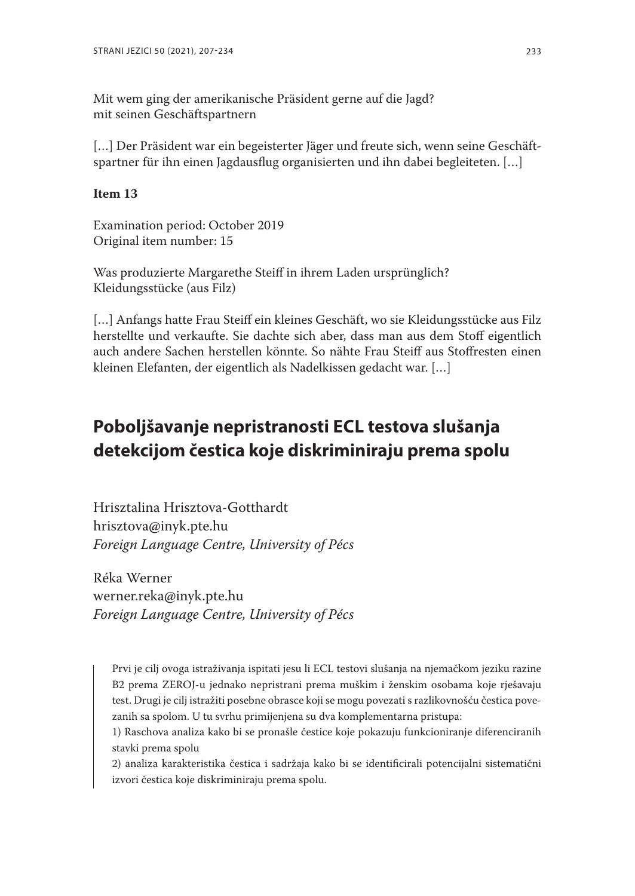Mit wem ging der amerikanische Präsident gerne auf die Jagd?
mit seinen Geschäftspartnern

[…] Der Präsident war ein begeisterter Jäger und freute sich, wenn seine Geschäftspartner für ihn einen Jagdausflug organisierten und ihn dabei begleiteten. […]

**Item 13**

Examination period: October 2019
Original item number: 15

Was produzierte Margarethe Steiff in ihrem Laden ursprünglich?
Kleidungsstücke (aus Filz)

[…] Anfangs hatte Frau Steiff ein kleines Geschäft, wo sie Kleidungsstücke aus Filz herstellte und verkaufte. Sie dachte sich aber, dass man aus dem Stoff eigentlich auch andere Sachen herstellen könnte. So nähte Frau Steiff aus Stoffresten einen kleinen Elefanten, der eigentlich als Nadelkissen gedacht war. […]

# Poboljšavanje nepristranosti ECL testova slušanja detekcijom čestica koje diskriminiraju prema spolu

Hrisztalina Hrisztova-Gotthardt
hrisztova@inyk.pte.hu
*Foreign Language Centre, University of Pécs*

Réka Werner
werner.reka@inyk.pte.hu
*Foreign Language Centre, University of Pécs*

Prvi je cilj ovoga istraživanja ispitati jesu li ECL testovi slušanja na njemačkom jeziku razine B2 prema ZEROJ-u jednako nepristrani prema muškim i ženskim osobama koje rješavaju test. Drugi je cilj istražiti posebne obrasce koji se mogu povezati s razlikovnošću čestica povezanih sa spolom. U tu svrhu primijenjena su dva komplementarna pristupa:

1) Raschova analiza kako bi se pronašle čestice koje pokazuju funkcioniranje diferenciranih stavki prema spolu

2) analiza karakteristika čestica i sadržaja kako bi se identificirali potencijalni sistematični izvori čestica koje diskriminiraju prema spolu.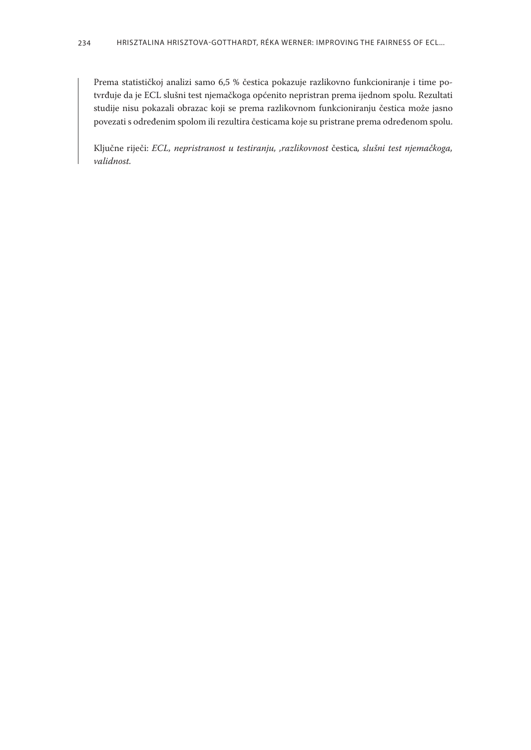Prema statističkoj analizi samo 6,5 % čestica pokazuje razlikovno funkcioniranje i time potvrđuje da je ECL slušni test njemačkoga općenito nepristran prema ijednom spolu. Rezultati studije nisu pokazali obrazac koji se prema razlikovnom funkcioniranju čestica može jasno povezati s određenim spolom ili rezultira česticama koje su pristrane prema određenom spolu.

Ključne riječi: *ECL, nepristranost u testiranju, ,razlikovnost* čestica*, slušni test njemačkoga, validnost.*